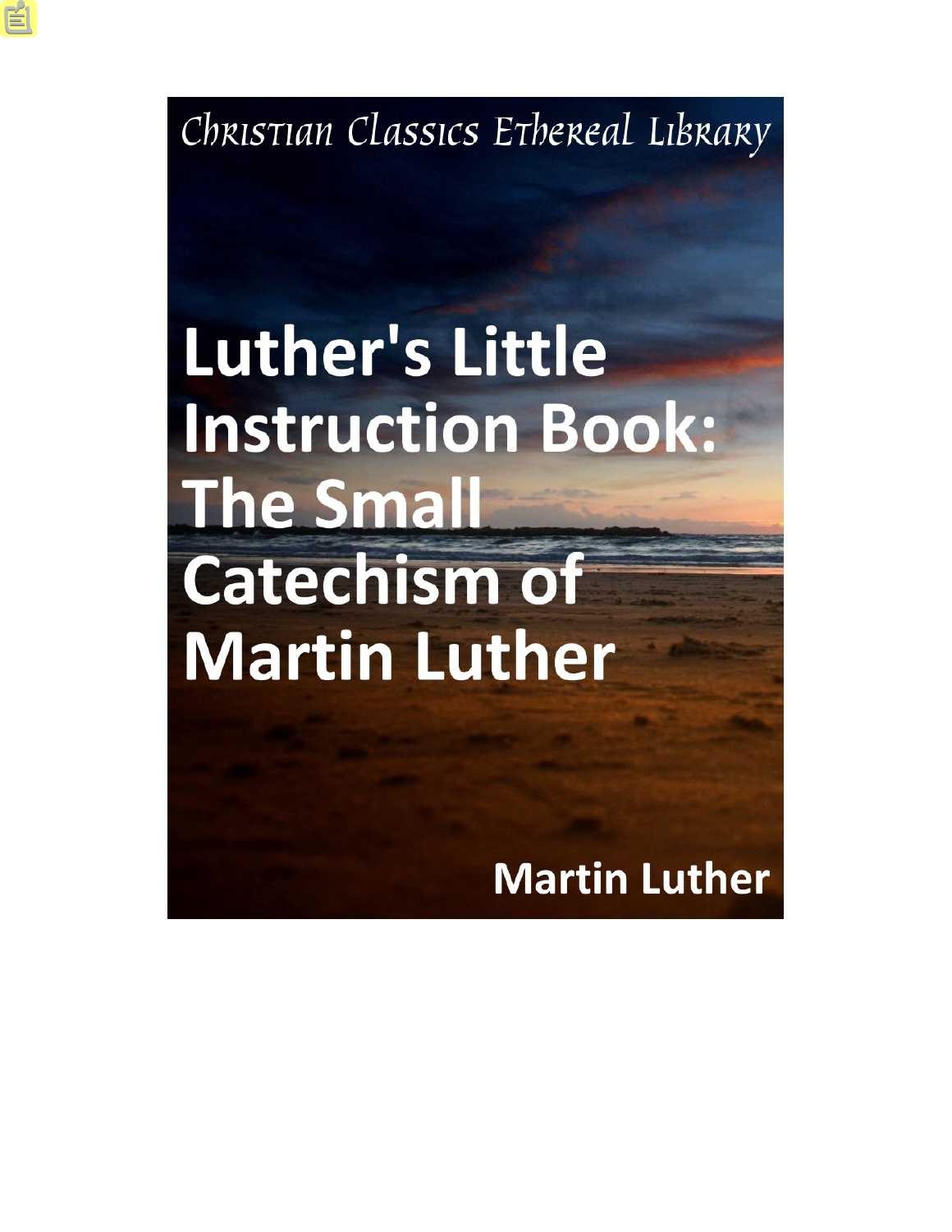Christian Classics Ethereal Library

# Luther's Little Instruction Book: The Small Catechism of Martin Luther

Martin Luther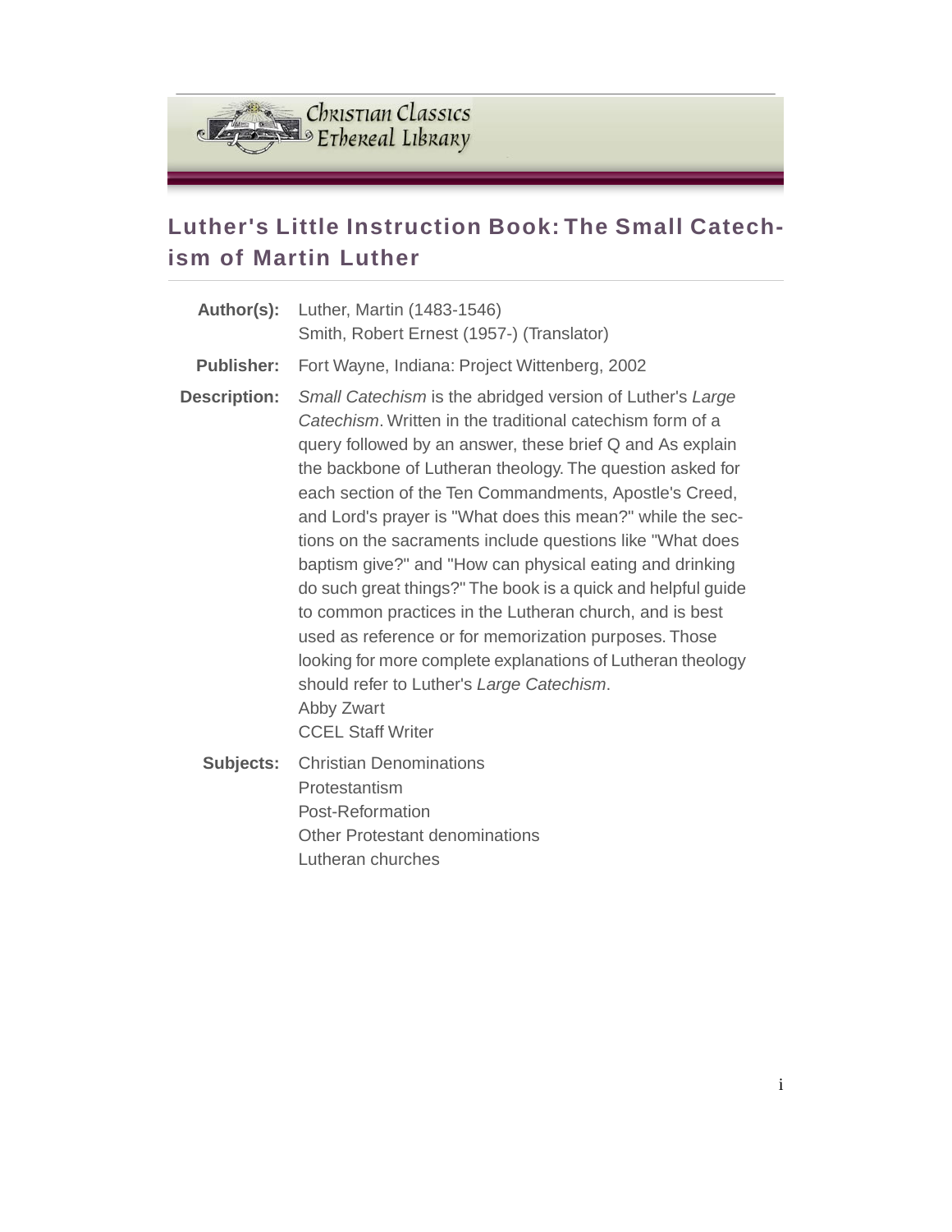# Luther's Little Instruction Book: The Small Catechism of Martin Luther

| | |
|---|---|
| **Author(s):** | Luther, Martin (1483-1546)<br>Smith, Robert Ernest (1957-) (Translator) |
| **Publisher:** | Fort Wayne, Indiana: Project Wittenberg, 2002 |
| **Description:** | *Small Catechism* is the abridged version of Luther's *Large Catechism*. Written in the traditional catechism form of a query followed by an answer, these brief Q and As explain the backbone of Lutheran theology. The question asked for each section of the Ten Commandments, Apostle's Creed, and Lord's prayer is "What does this mean?" while the sections on the sacraments include questions like "What does baptism give?" and "How can physical eating and drinking do such great things?" The book is a quick and helpful guide to common practices in the Lutheran church, and is best used as reference or for memorization purposes. Those looking for more complete explanations of Lutheran theology should refer to Luther's *Large Catechism*.<br>Abby Zwart<br>CCEL Staff Writer |
| **Subjects:** | Christian Denominations<br>Protestantism<br>Post-Reformation<br>Other Protestant denominations<br>Lutheran churches |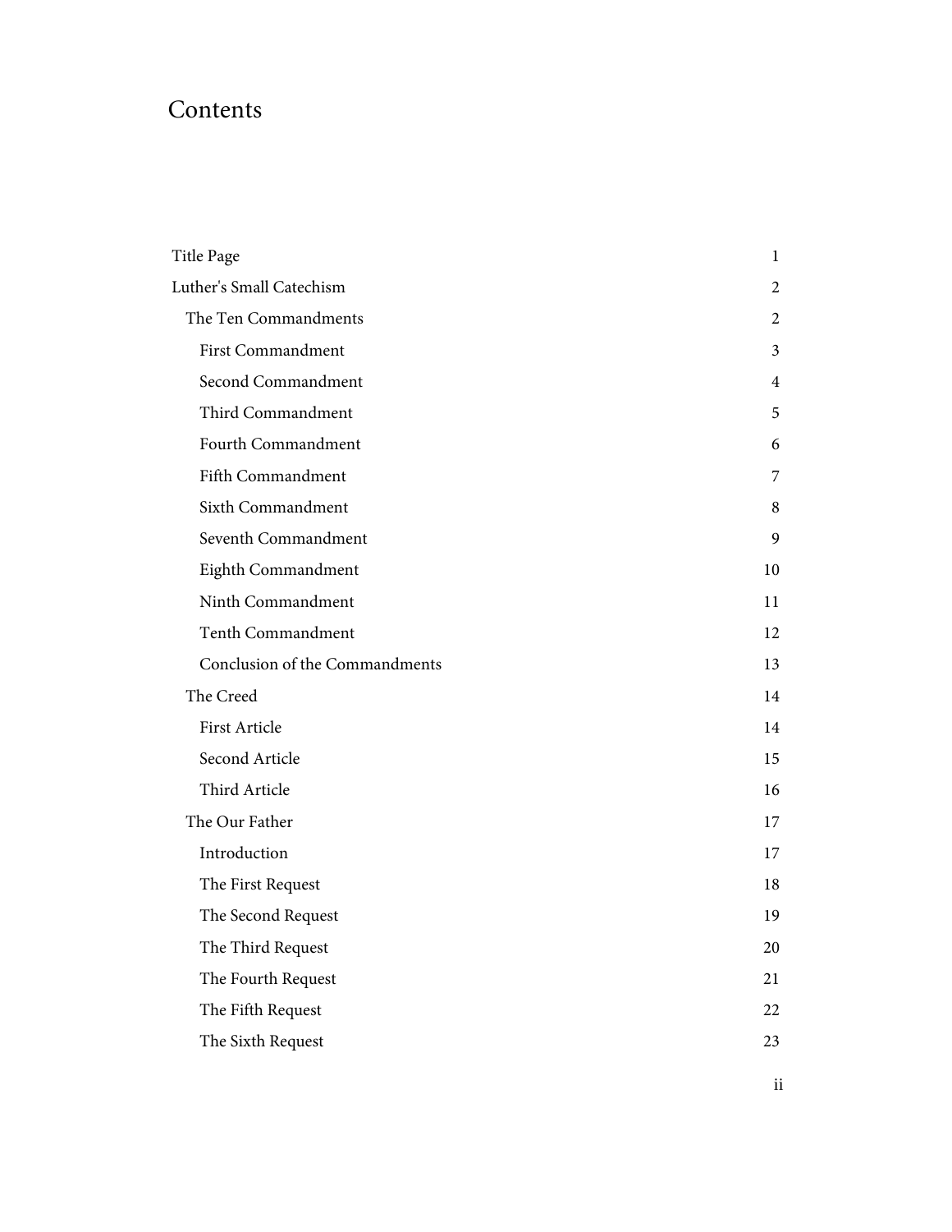# Contents

- Title Page 1
- Luther's Small Catechism 2
  - The Ten Commandments 2
    - First Commandment 3
    - Second Commandment 4
    - Third Commandment 5
    - Fourth Commandment 6
    - Fifth Commandment 7
    - Sixth Commandment 8
    - Seventh Commandment 9
    - Eighth Commandment 10
    - Ninth Commandment 11
    - Tenth Commandment 12
    - Conclusion of the Commandments 13
  - The Creed 14
    - First Article 14
    - Second Article 15
    - Third Article 16
  - The Our Father 17
    - Introduction 17
    - The First Request 18
    - The Second Request 19
    - The Third Request 20
    - The Fourth Request 21
    - The Fifth Request 22
    - The Sixth Request 23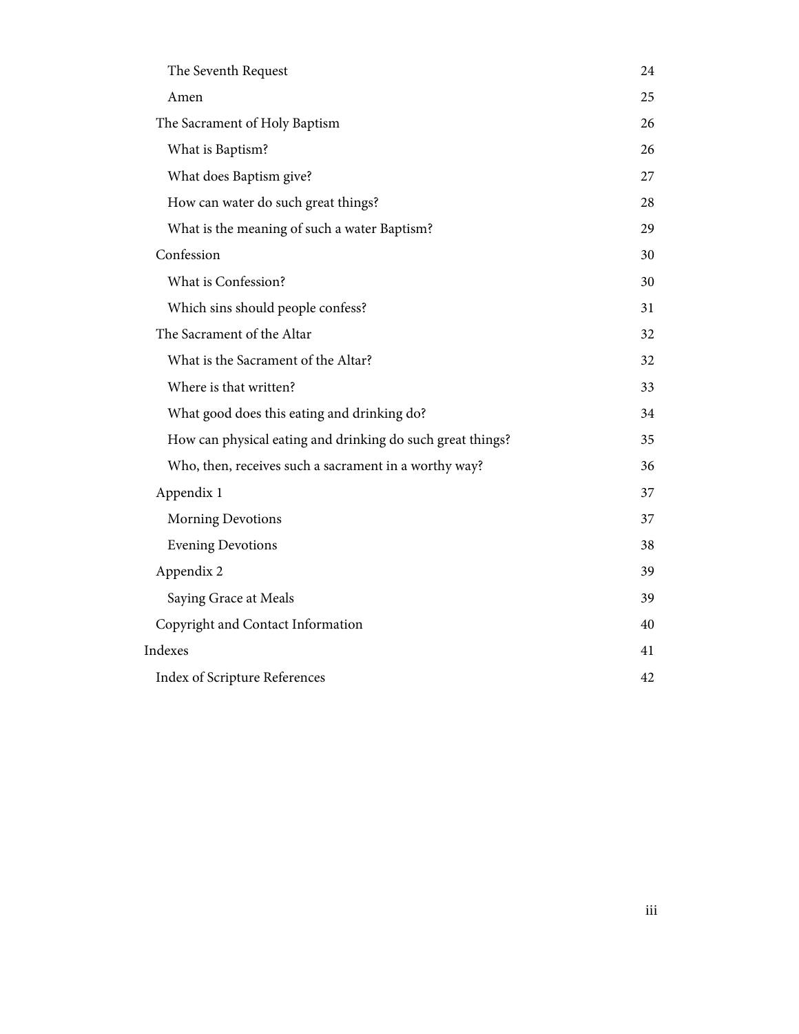- The Seventh Request 24
- Amen 25
- The Sacrament of Holy Baptism 26
  - What is Baptism? 26
  - What does Baptism give? 27
  - How can water do such great things? 28
  - What is the meaning of such a water Baptism? 29
- Confession 30
  - What is Confession? 30
  - Which sins should people confess? 31
- The Sacrament of the Altar 32
  - What is the Sacrament of the Altar? 32
  - Where is that written? 33
  - What good does this eating and drinking do? 34
  - How can physical eating and drinking do such great things? 35
  - Who, then, receives such a sacrament in a worthy way? 36
- Appendix 1 37
  - Morning Devotions 37
  - Evening Devotions 38
- Appendix 2 39
  - Saying Grace at Meals 39
- Copyright and Contact Information 40

Indexes 41

- Index of Scripture References 42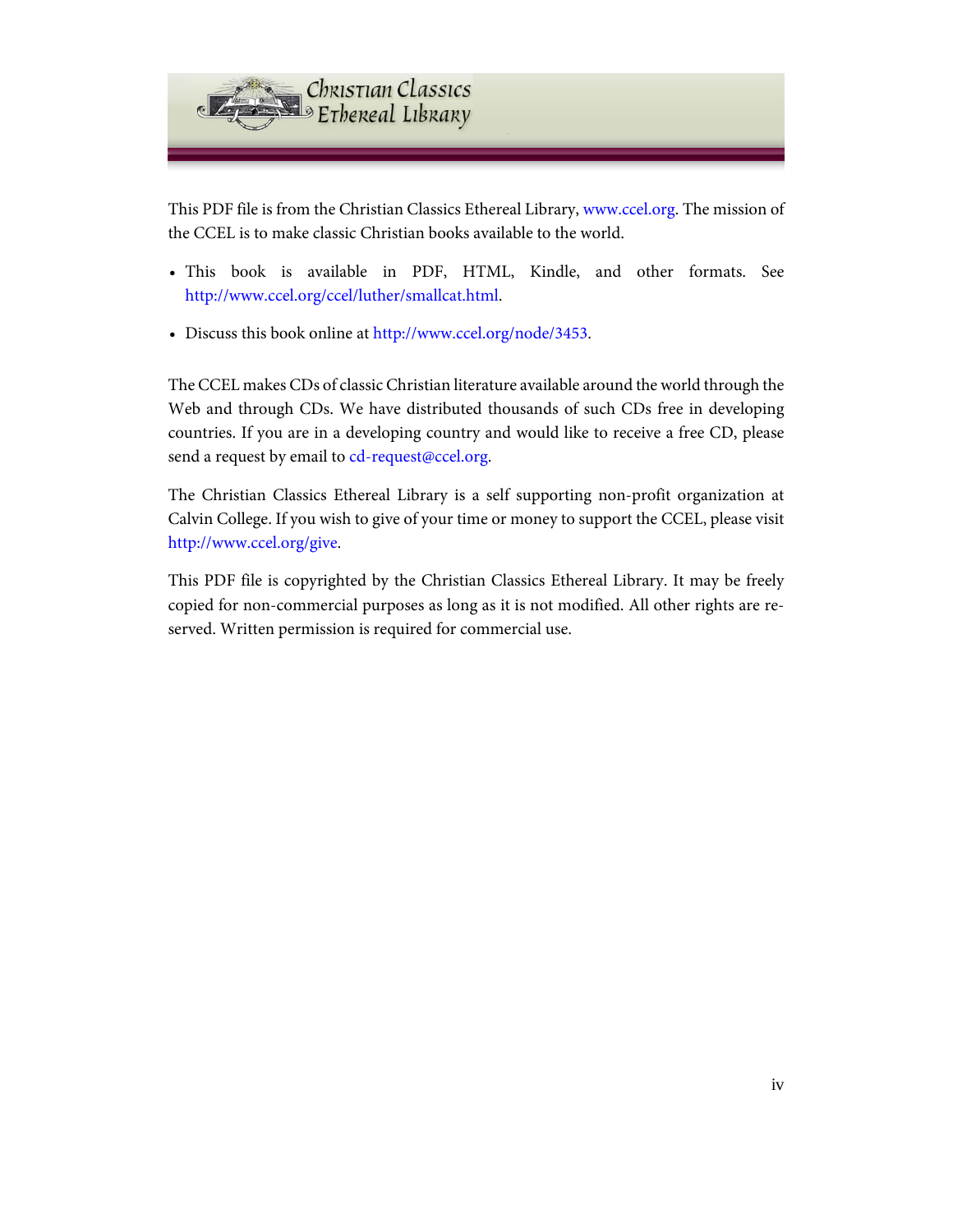This PDF file is from the Christian Classics Ethereal Library, www.ccel.org. The mission of the CCEL is to make classic Christian books available to the world.

- This book is available in PDF, HTML, Kindle, and other formats. See http://www.ccel.org/ccel/luther/smallcat.html.
- Discuss this book online at http://www.ccel.org/node/3453.

The CCEL makes CDs of classic Christian literature available around the world through the Web and through CDs. We have distributed thousands of such CDs free in developing countries. If you are in a developing country and would like to receive a free CD, please send a request by email to cd-request@ccel.org.

The Christian Classics Ethereal Library is a self supporting non-profit organization at Calvin College. If you wish to give of your time or money to support the CCEL, please visit http://www.ccel.org/give.

This PDF file is copyrighted by the Christian Classics Ethereal Library. It may be freely copied for non-commercial purposes as long as it is not modified. All other rights are reserved. Written permission is required for commercial use.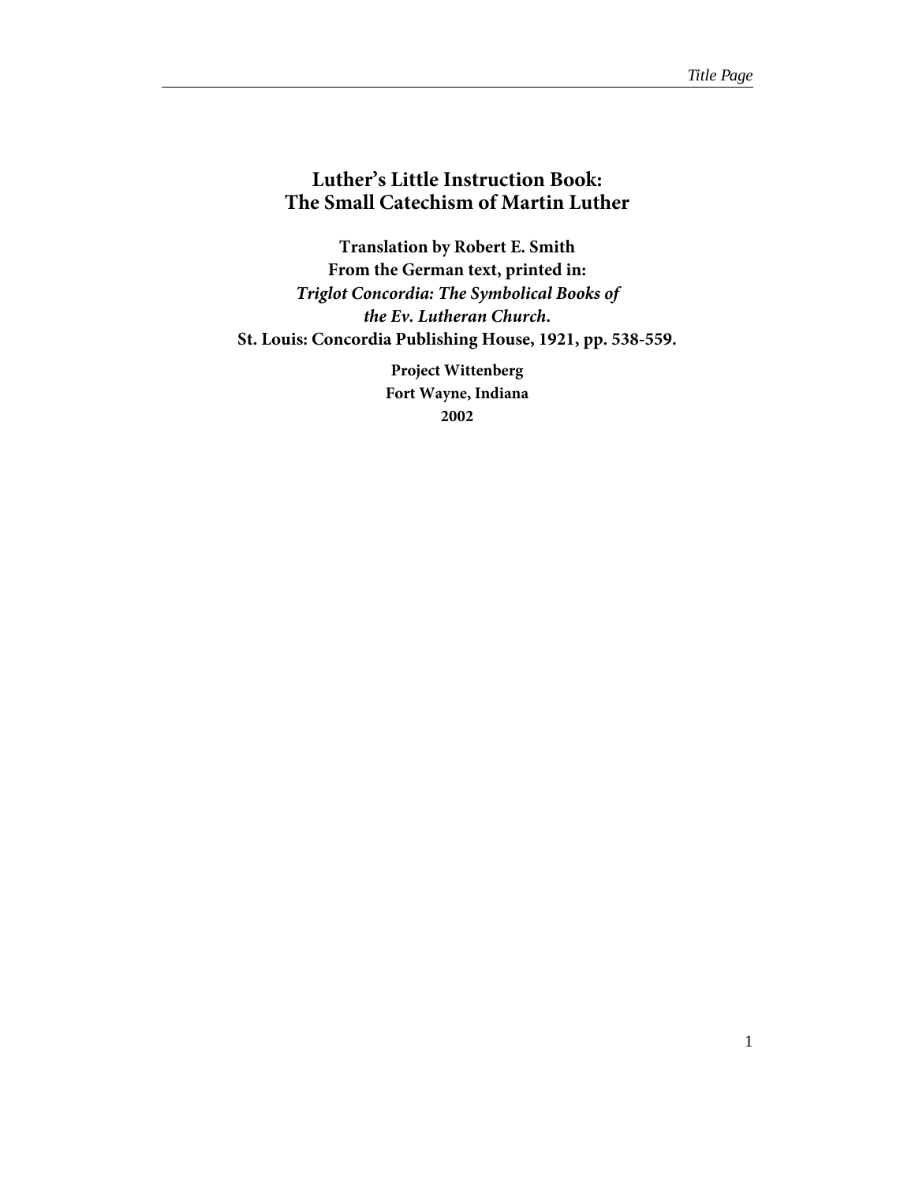# Luther's Little Instruction Book: The Small Catechism of Martin Luther

**Translation by Robert E. Smith**
**From the German text, printed in:**
***Triglot Concordia: The Symbolical Books of the Ev. Lutheran Church.***
**St. Louis: Concordia Publishing House, 1921, pp. 538-559.**

**Project Wittenberg**
**Fort Wayne, Indiana**
**2002**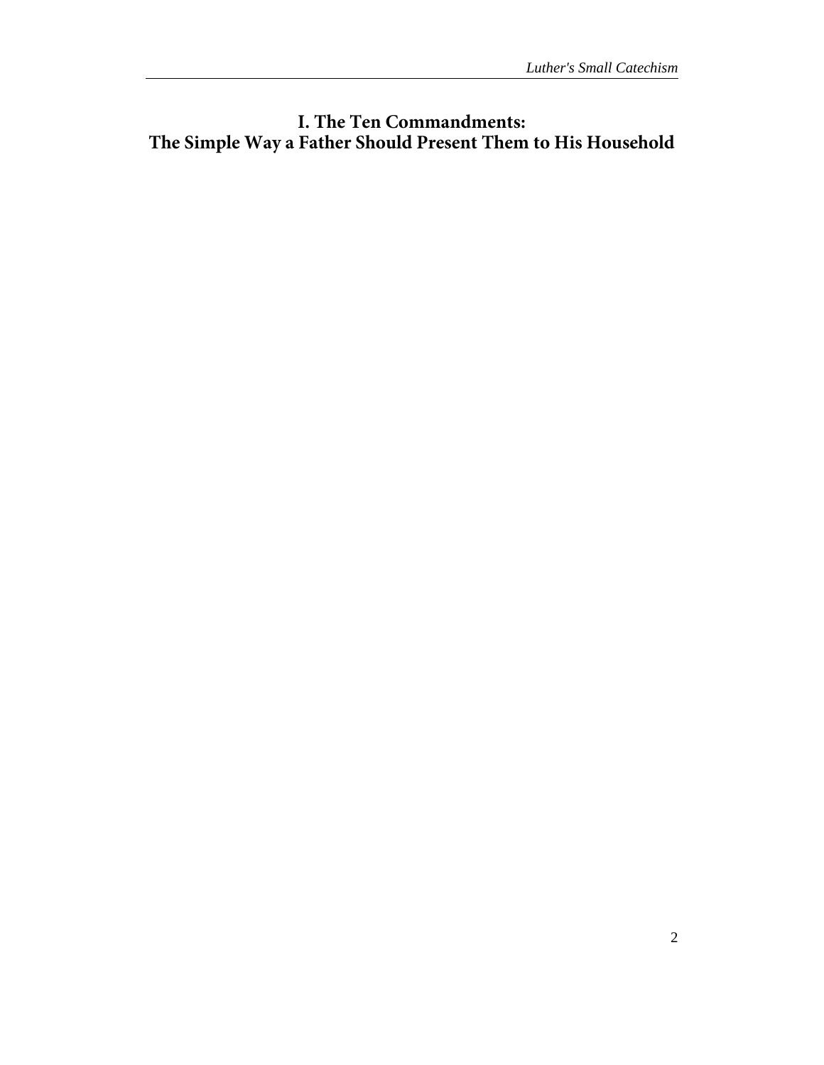# I. The Ten Commandments:
# The Simple Way a Father Should Present Them to His Household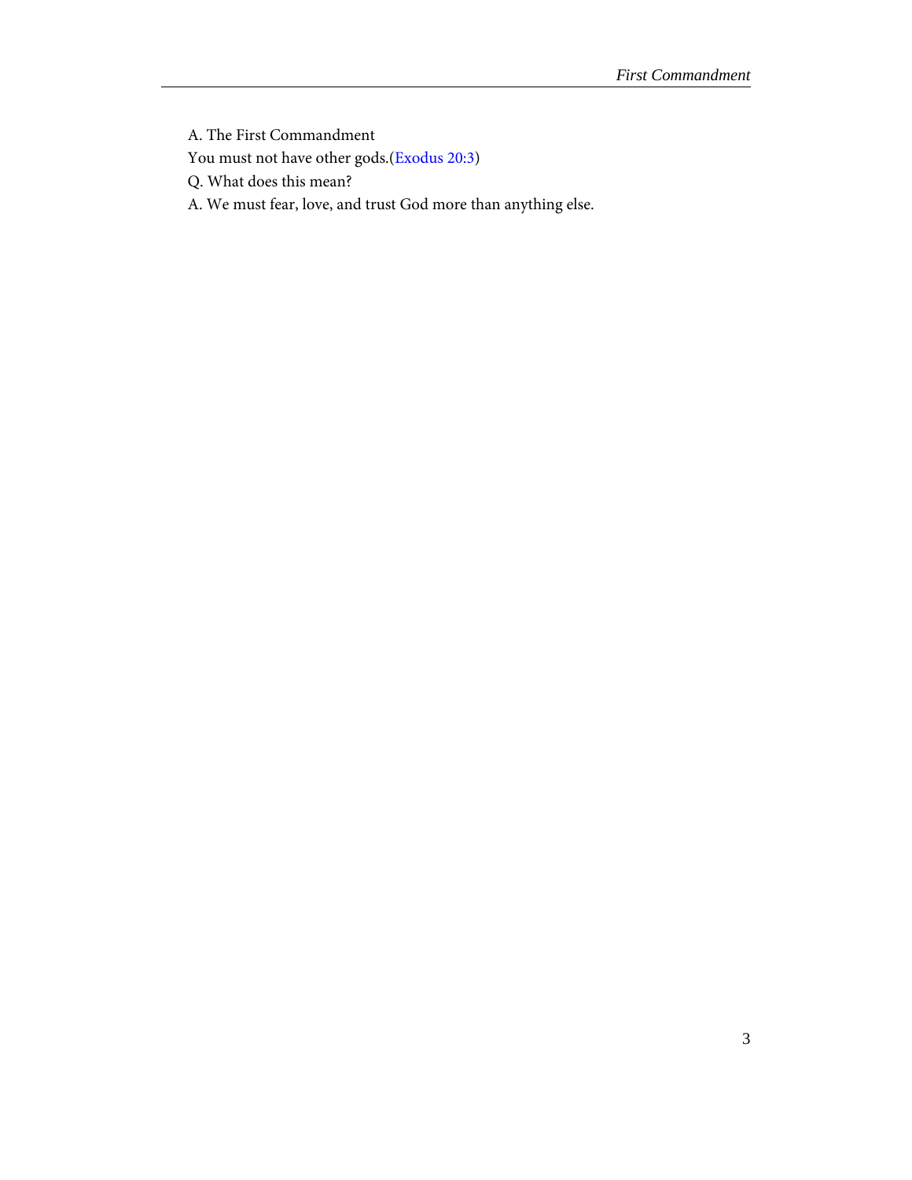A. The First Commandment

You must not have other gods.(Exodus 20:3)

Q. What does this mean?

A. We must fear, love, and trust God more than anything else.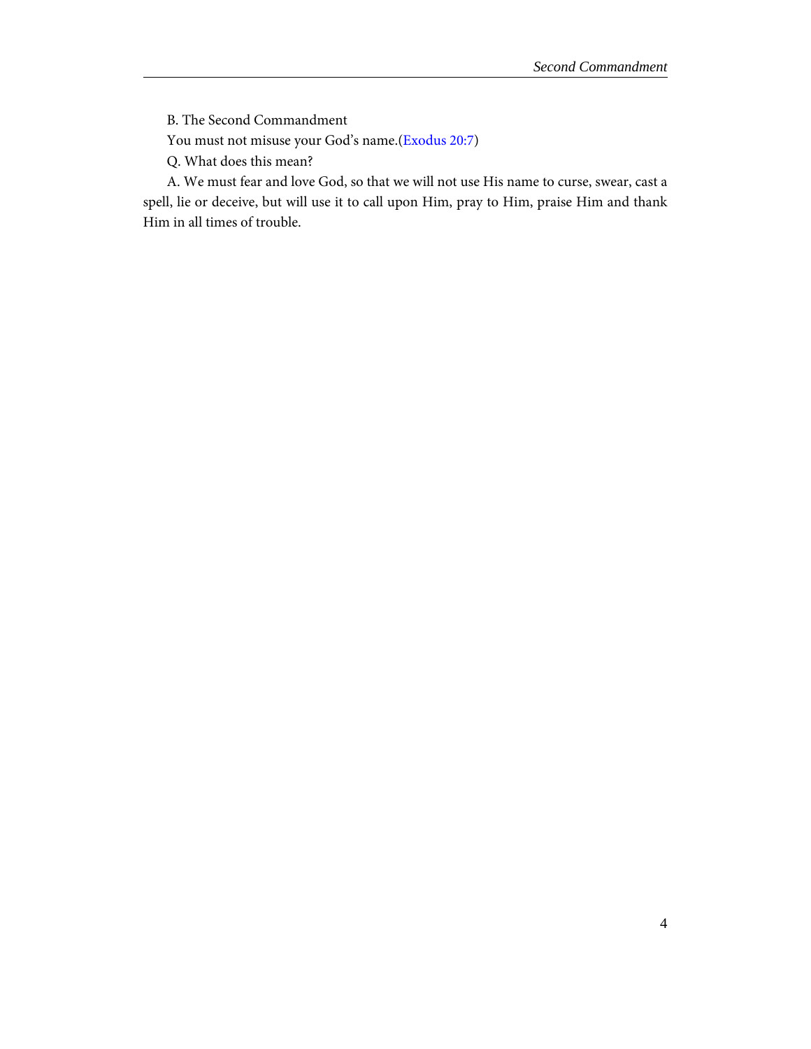B. The Second Commandment

You must not misuse your God's name.(Exodus 20:7)

Q. What does this mean?

A. We must fear and love God, so that we will not use His name to curse, swear, cast a spell, lie or deceive, but will use it to call upon Him, pray to Him, praise Him and thank Him in all times of trouble.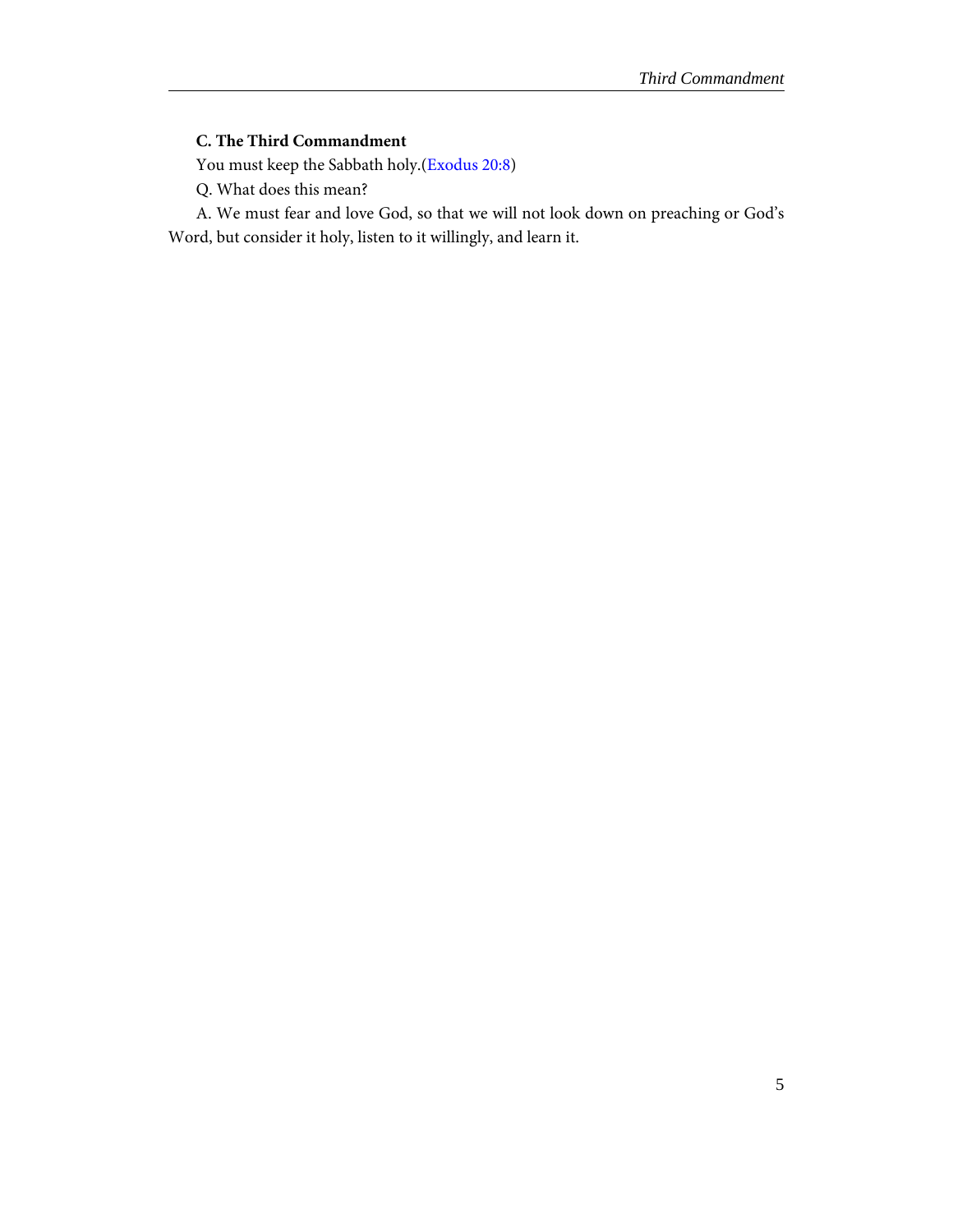**C. The Third Commandment**

You must keep the Sabbath holy.(Exodus 20:8)

Q. What does this mean?

A. We must fear and love God, so that we will not look down on preaching or God's Word, but consider it holy, listen to it willingly, and learn it.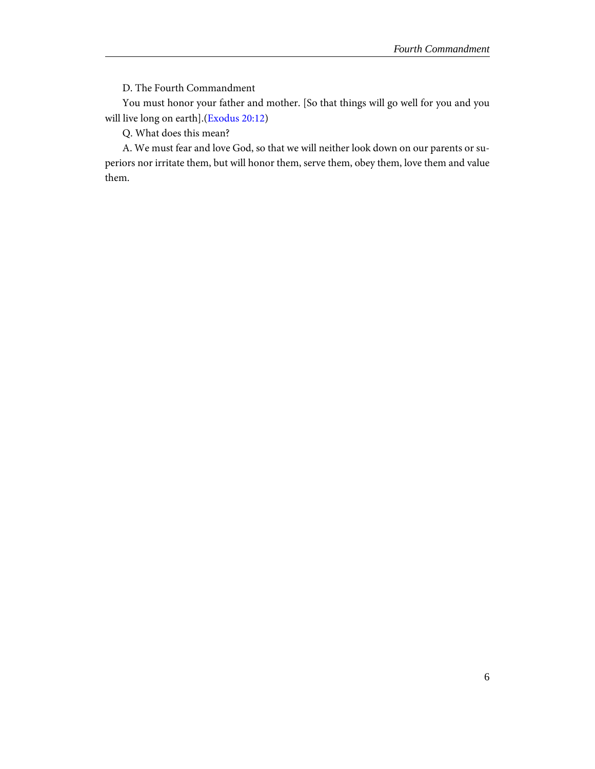D. The Fourth Commandment

You must honor your father and mother. [So that things will go well for you and you will live long on earth].(Exodus 20:12)

Q. What does this mean?

A. We must fear and love God, so that we will neither look down on our parents or superiors nor irritate them, but will honor them, serve them, obey them, love them and value them.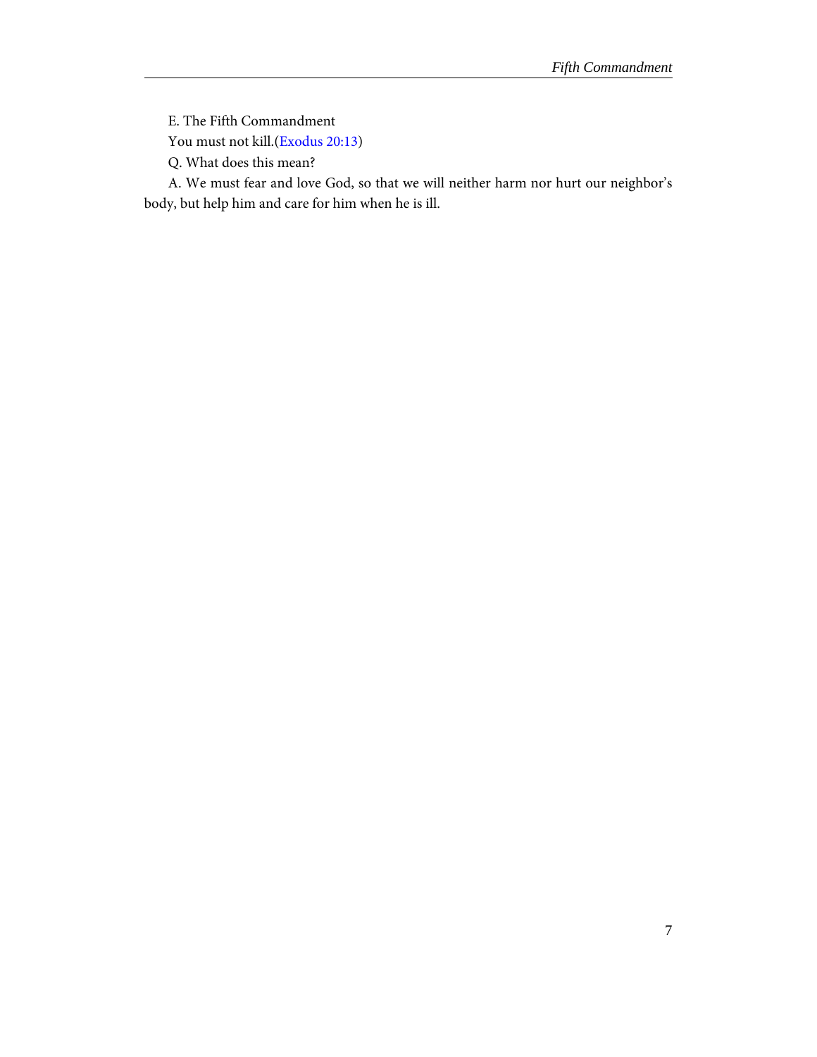E. The Fifth Commandment

You must not kill.(Exodus 20:13)

Q. What does this mean?

A. We must fear and love God, so that we will neither harm nor hurt our neighbor's body, but help him and care for him when he is ill.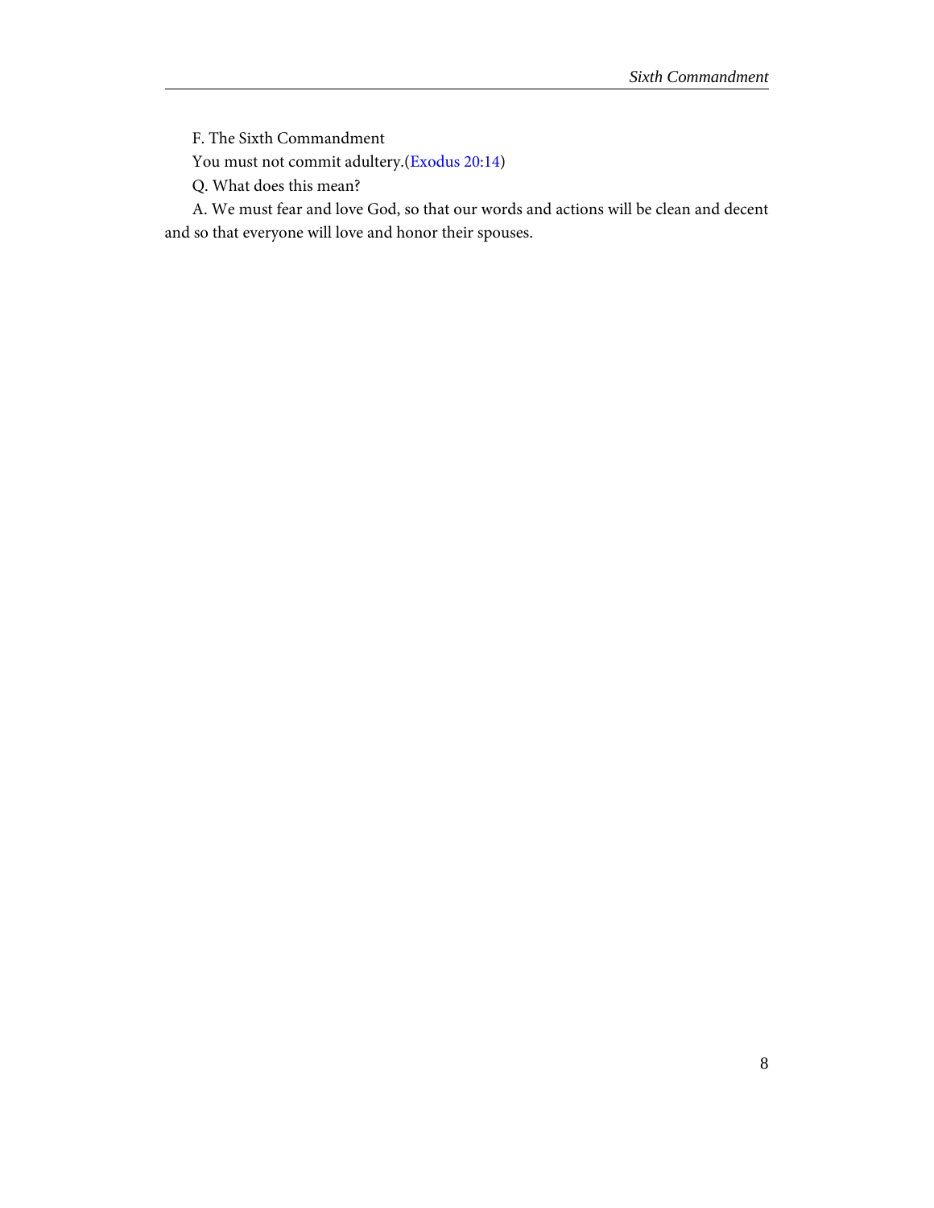F. The Sixth Commandment

You must not commit adultery.(Exodus 20:14)

Q. What does this mean?

A. We must fear and love God, so that our words and actions will be clean and decent and so that everyone will love and honor their spouses.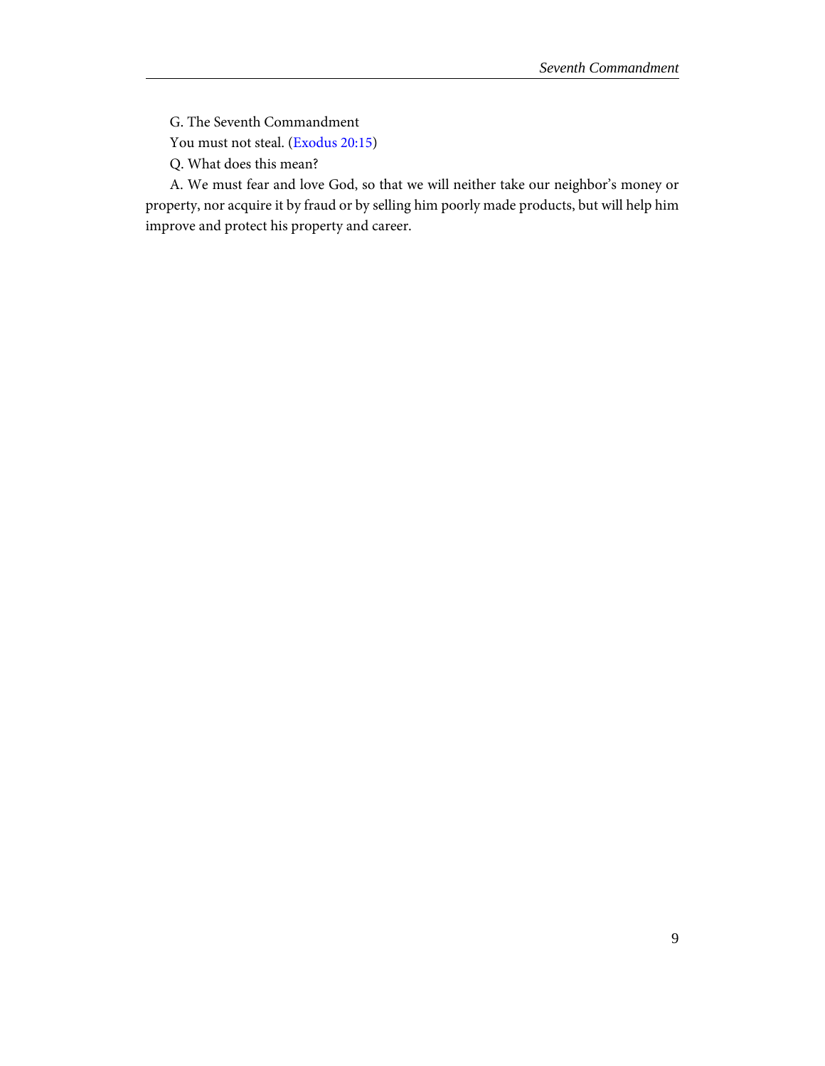G. The Seventh Commandment

You must not steal. (Exodus 20:15)

Q. What does this mean?

A. We must fear and love God, so that we will neither take our neighbor's money or property, nor acquire it by fraud or by selling him poorly made products, but will help him improve and protect his property and career.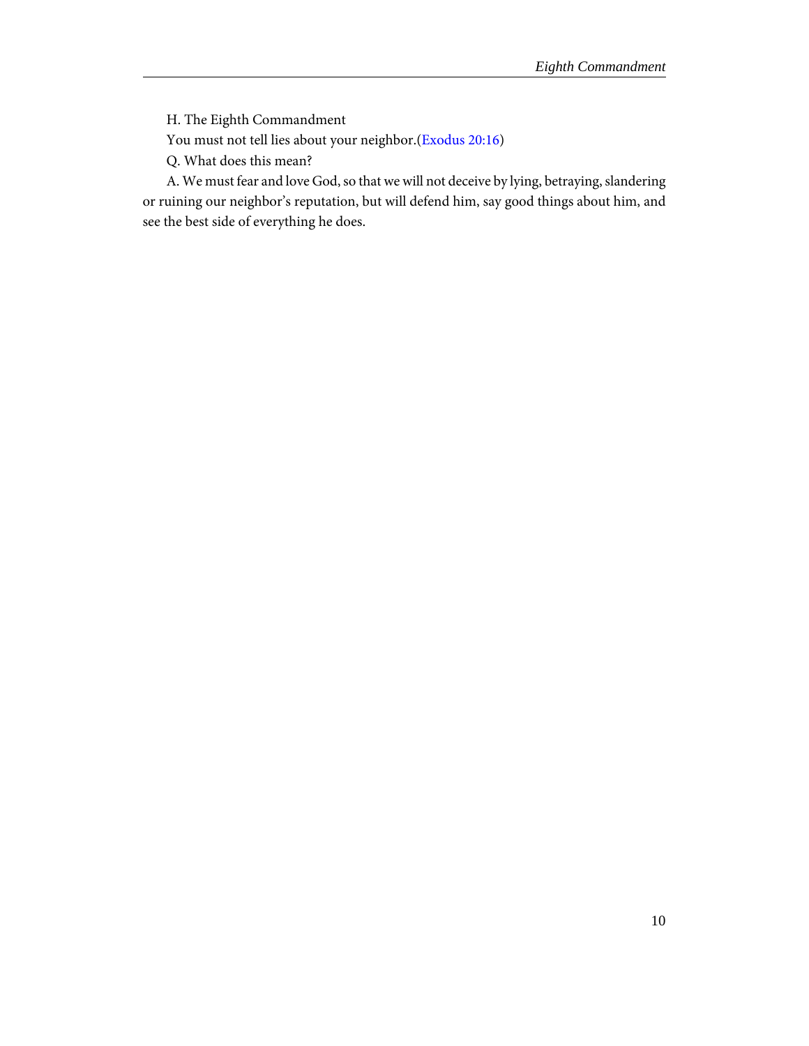H. The Eighth Commandment

You must not tell lies about your neighbor.(Exodus 20:16)

Q. What does this mean?

A. We must fear and love God, so that we will not deceive by lying, betraying, slandering or ruining our neighbor's reputation, but will defend him, say good things about him, and see the best side of everything he does.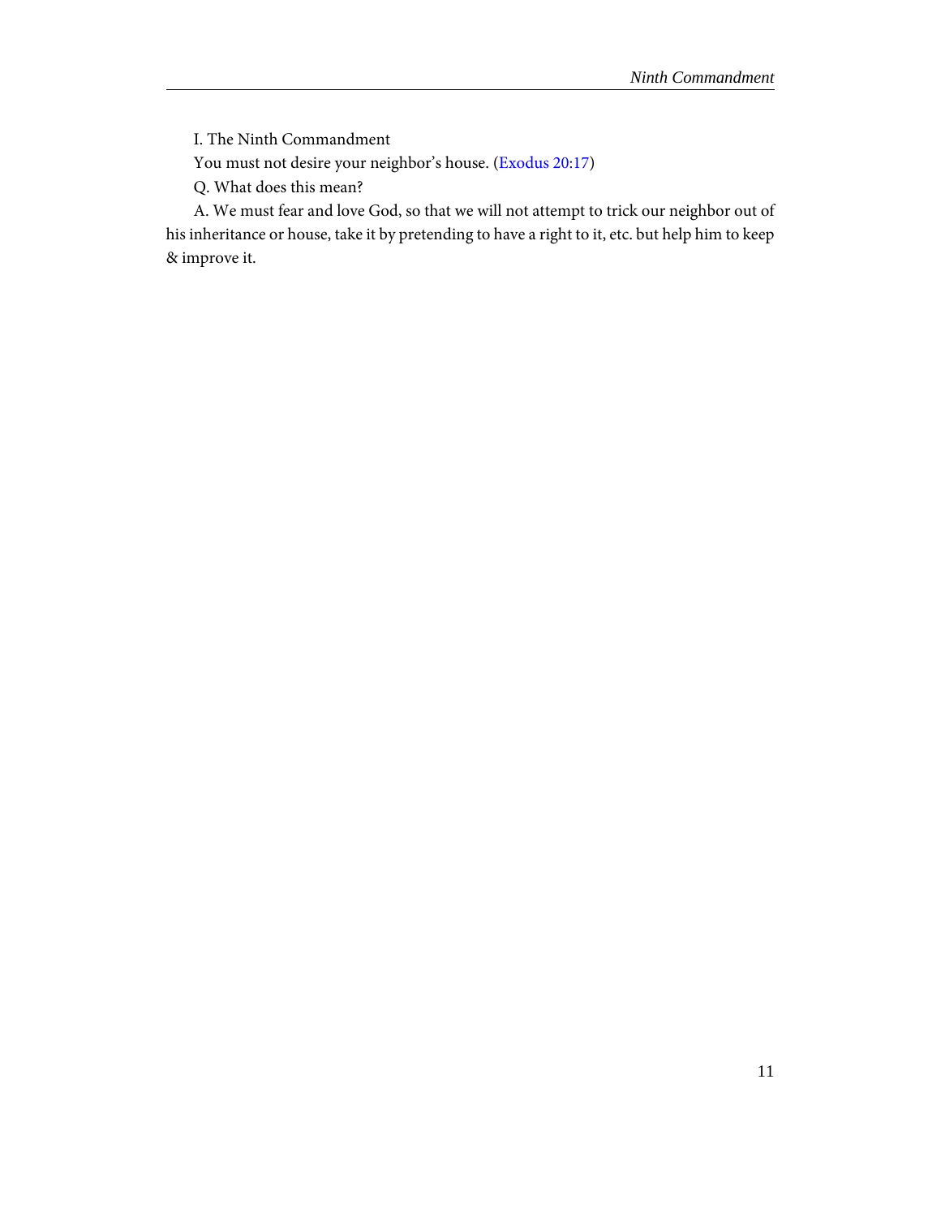I. The Ninth Commandment

You must not desire your neighbor’s house. (Exodus 20:17)

Q. What does this mean?

A. We must fear and love God, so that we will not attempt to trick our neighbor out of his inheritance or house, take it by pretending to have a right to it, etc. but help him to keep & improve it.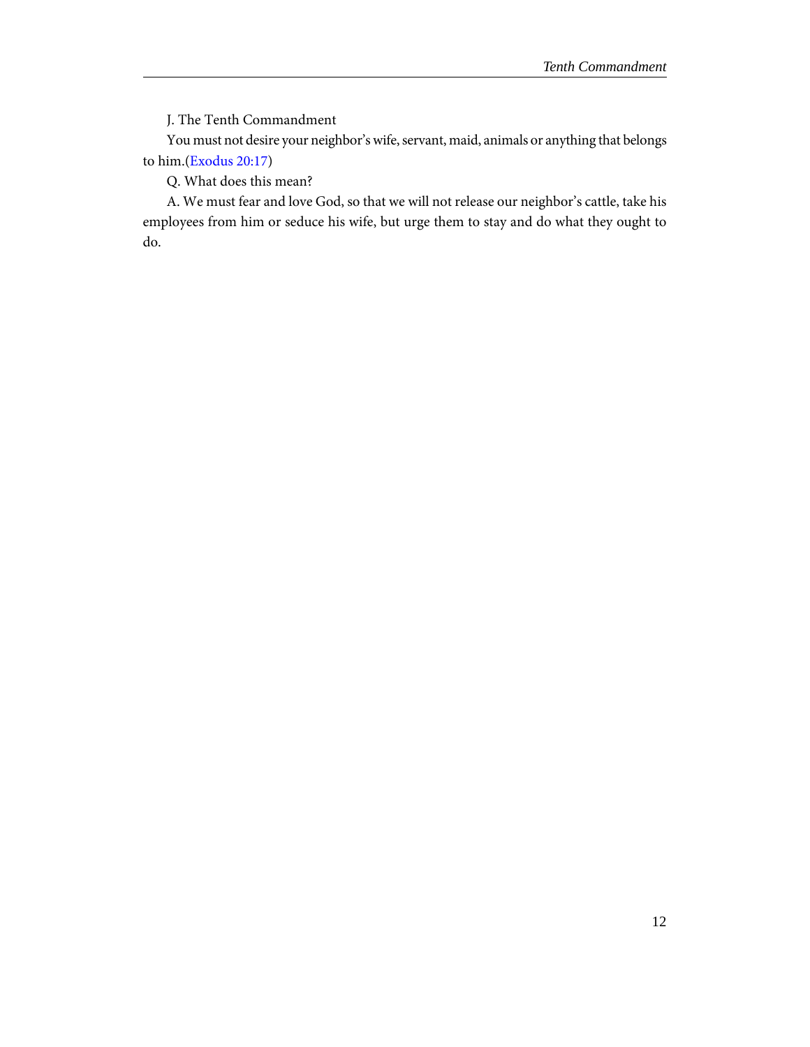J. The Tenth Commandment

You must not desire your neighbor's wife, servant, maid, animals or anything that belongs to him.(Exodus 20:17)

Q. What does this mean?

A. We must fear and love God, so that we will not release our neighbor's cattle, take his employees from him or seduce his wife, but urge them to stay and do what they ought to do.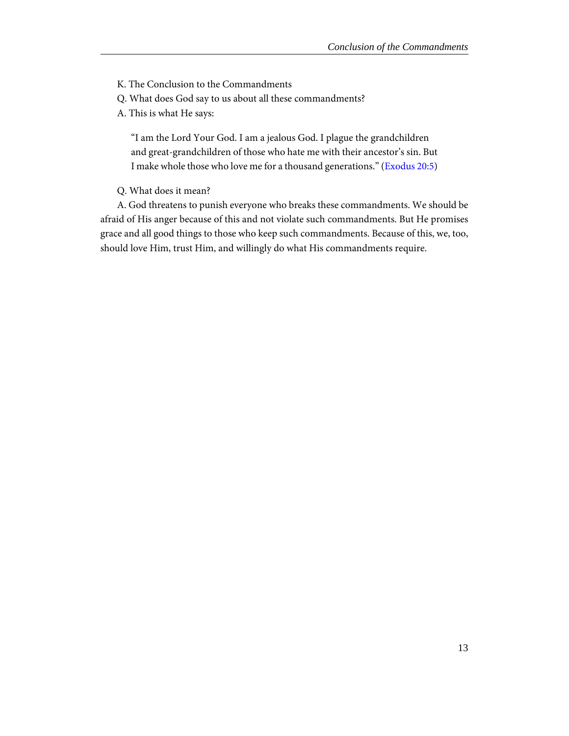K. The Conclusion to the Commandments

Q. What does God say to us about all these commandments?

A. This is what He says:

> "I am the Lord Your God. I am a jealous God. I plague the grandchildren and great-grandchildren of those who hate me with their ancestor's sin. But I make whole those who love me for a thousand generations." (Exodus 20:5)

Q. What does it mean?

A. God threatens to punish everyone who breaks these commandments. We should be afraid of His anger because of this and not violate such commandments. But He promises grace and all good things to those who keep such commandments. Because of this, we, too, should love Him, trust Him, and willingly do what His commandments require.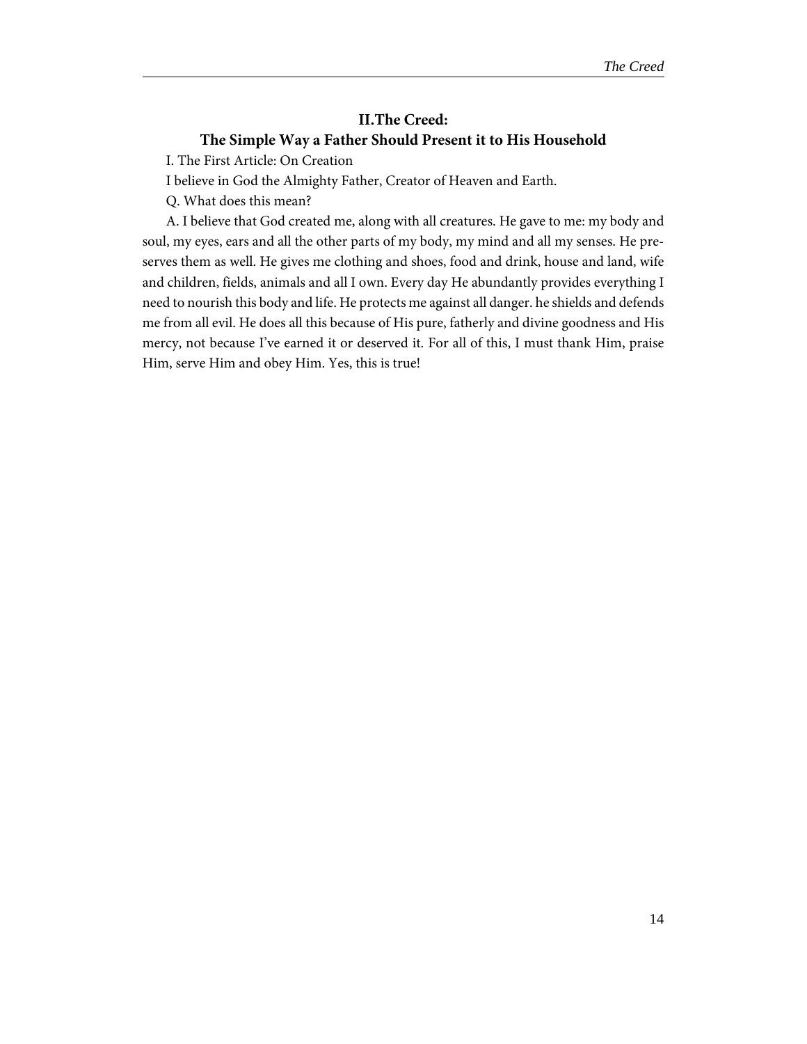## II.The Creed: The Simple Way a Father Should Present it to His Household

I. The First Article: On Creation

I believe in God the Almighty Father, Creator of Heaven and Earth.

Q. What does this mean?

A. I believe that God created me, along with all creatures. He gave to me: my body and soul, my eyes, ears and all the other parts of my body, my mind and all my senses. He preserves them as well. He gives me clothing and shoes, food and drink, house and land, wife and children, fields, animals and all I own. Every day He abundantly provides everything I need to nourish this body and life. He protects me against all danger. he shields and defends me from all evil. He does all this because of His pure, fatherly and divine goodness and His mercy, not because I've earned it or deserved it. For all of this, I must thank Him, praise Him, serve Him and obey Him. Yes, this is true!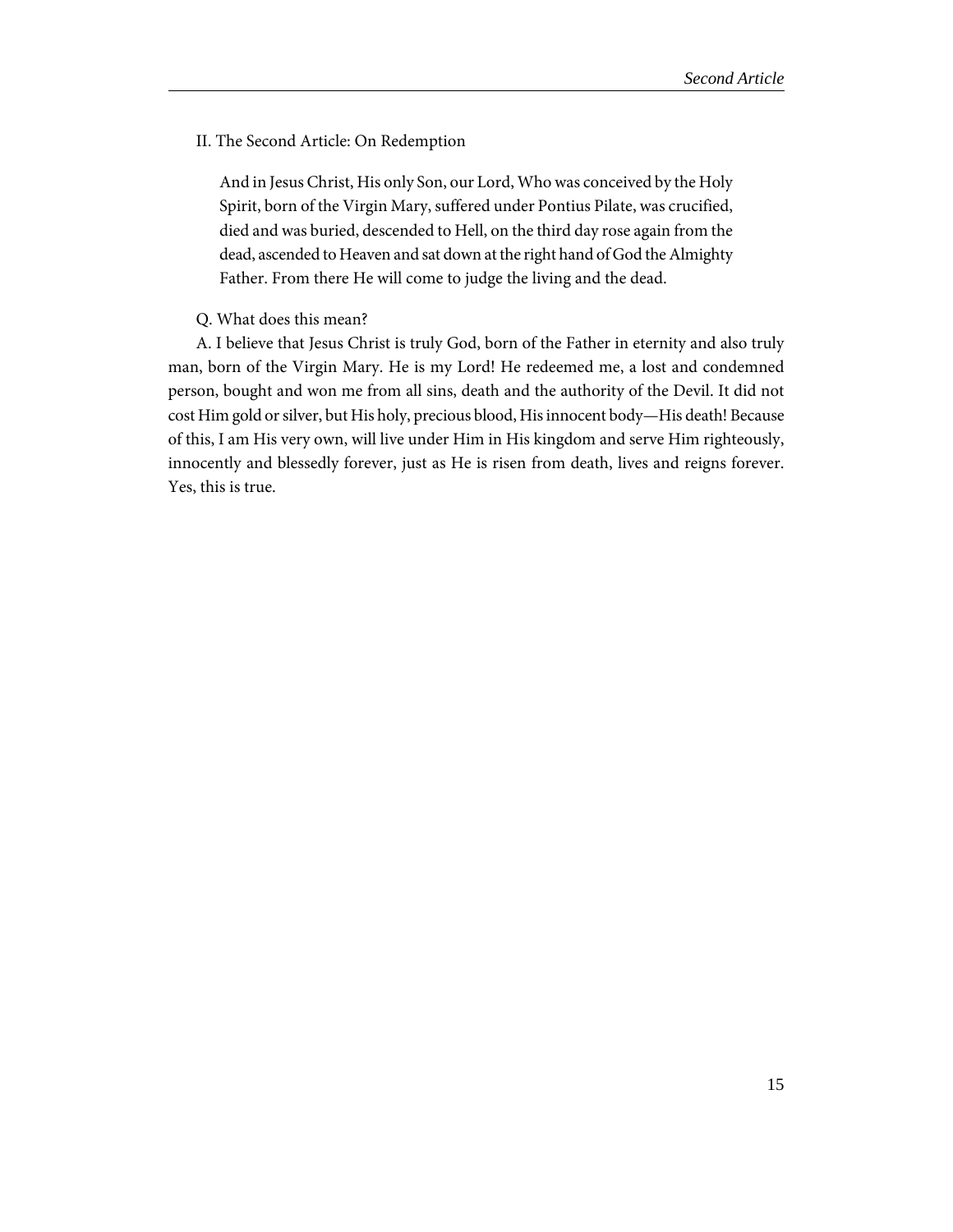## II. The Second Article: On Redemption

> And in Jesus Christ, His only Son, our Lord, Who was conceived by the Holy Spirit, born of the Virgin Mary, suffered under Pontius Pilate, was crucified, died and was buried, descended to Hell, on the third day rose again from the dead, ascended to Heaven and sat down at the right hand of God the Almighty Father. From there He will come to judge the living and the dead.

Q. What does this mean?

A. I believe that Jesus Christ is truly God, born of the Father in eternity and also truly man, born of the Virgin Mary. He is my Lord! He redeemed me, a lost and condemned person, bought and won me from all sins, death and the authority of the Devil. It did not cost Him gold or silver, but His holy, precious blood, His innocent body—His death! Because of this, I am His very own, will live under Him in His kingdom and serve Him righteously, innocently and blessedly forever, just as He is risen from death, lives and reigns forever. Yes, this is true.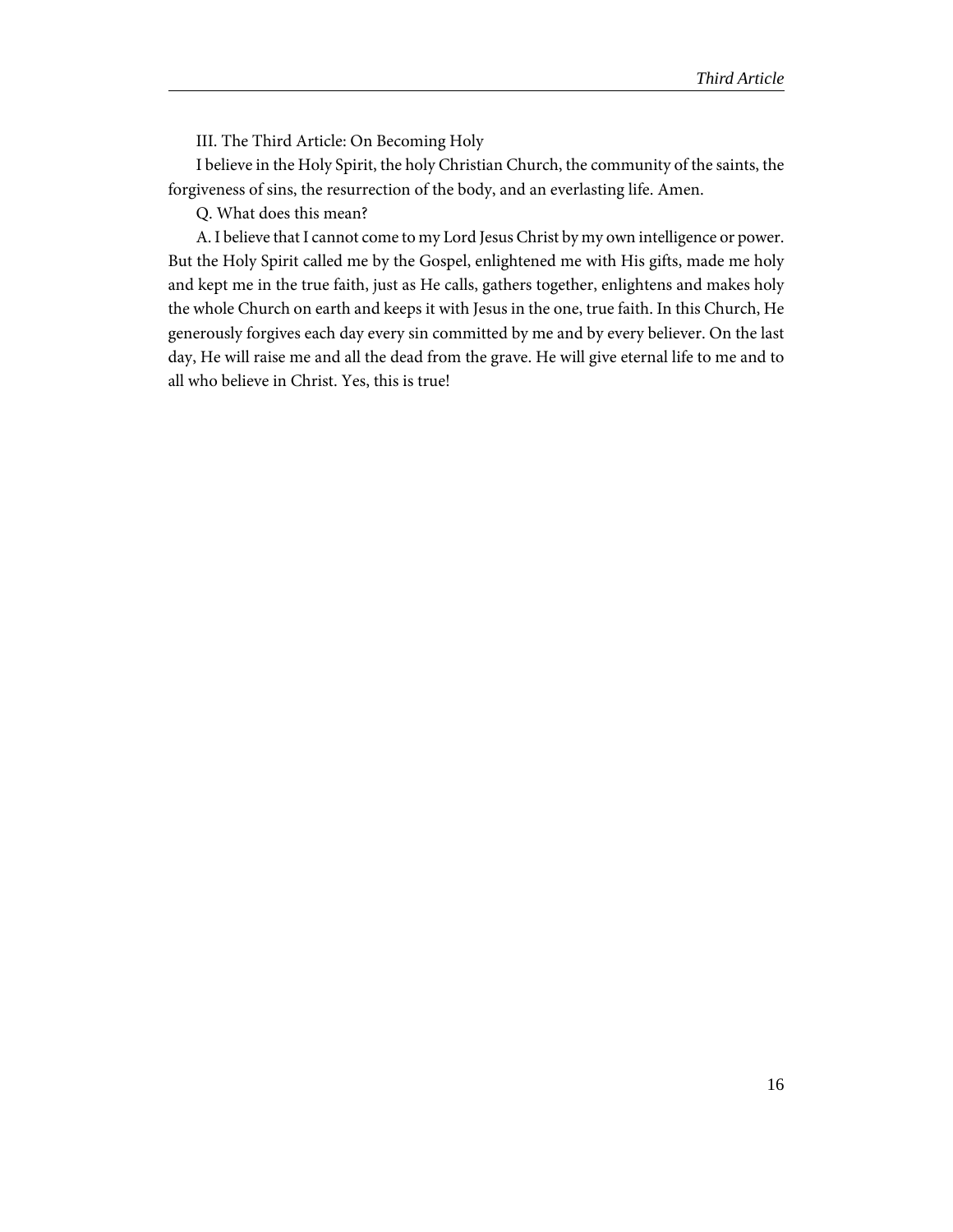III. The Third Article: On Becoming Holy

I believe in the Holy Spirit, the holy Christian Church, the community of the saints, the forgiveness of sins, the resurrection of the body, and an everlasting life. Amen.

Q. What does this mean?

A. I believe that I cannot come to my Lord Jesus Christ by my own intelligence or power. But the Holy Spirit called me by the Gospel, enlightened me with His gifts, made me holy and kept me in the true faith, just as He calls, gathers together, enlightens and makes holy the whole Church on earth and keeps it with Jesus in the one, true faith. In this Church, He generously forgives each day every sin committed by me and by every believer. On the last day, He will raise me and all the dead from the grave. He will give eternal life to me and to all who believe in Christ. Yes, this is true!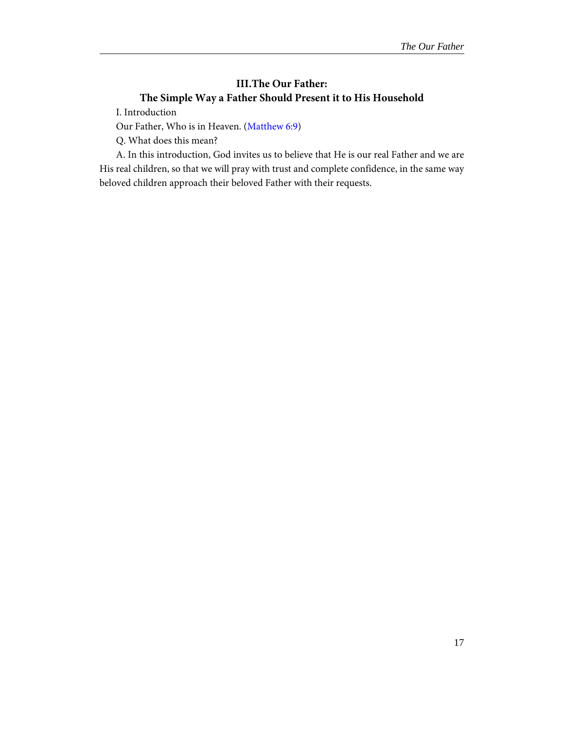## III. The Our Father:
## The Simple Way a Father Should Present it to His Household

I. Introduction

Our Father, Who is in Heaven. (Matthew 6:9)

Q. What does this mean?

A. In this introduction, God invites us to believe that He is our real Father and we are His real children, so that we will pray with trust and complete confidence, in the same way beloved children approach their beloved Father with their requests.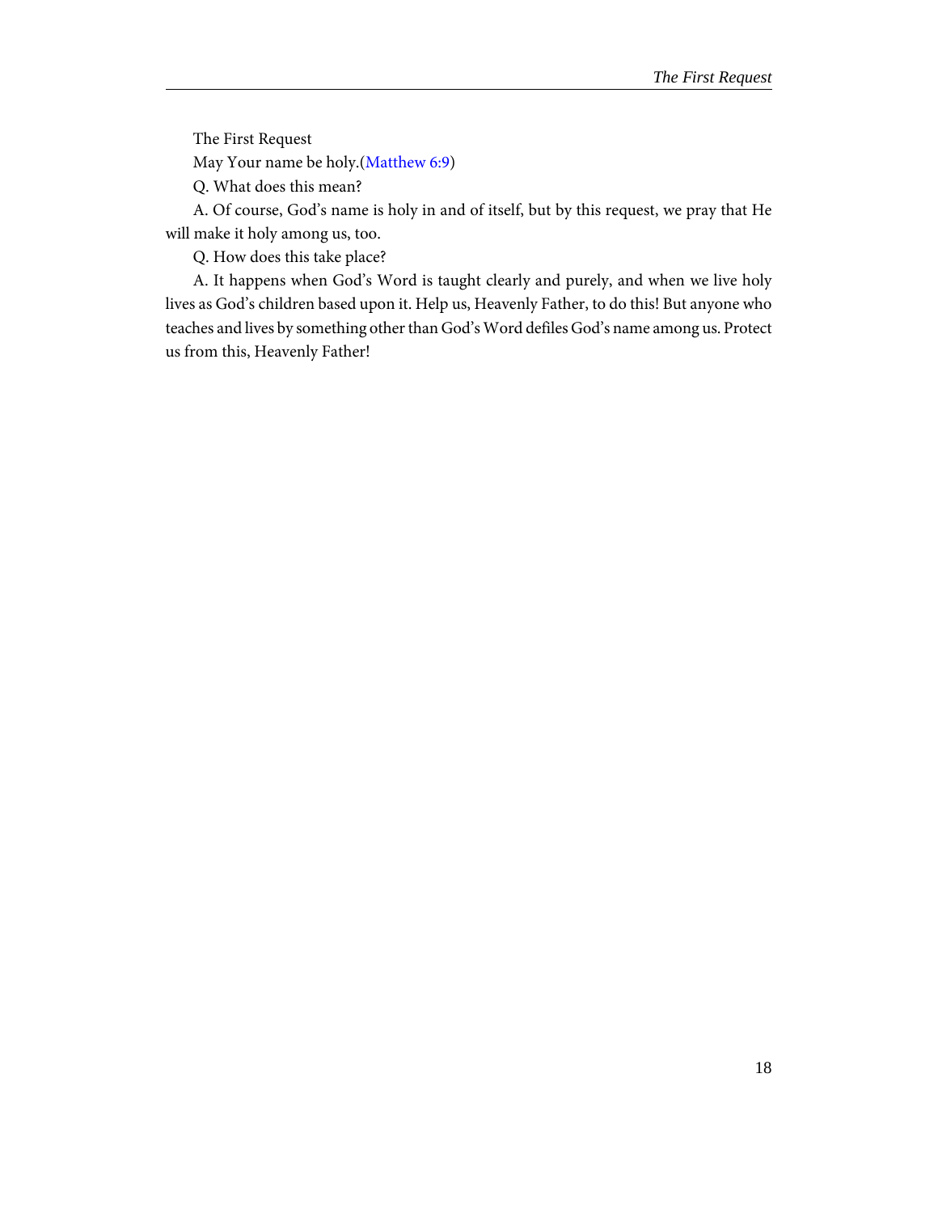The First Request

May Your name be holy.(Matthew 6:9)

Q. What does this mean?

A. Of course, God's name is holy in and of itself, but by this request, we pray that He will make it holy among us, too.

Q. How does this take place?

A. It happens when God's Word is taught clearly and purely, and when we live holy lives as God's children based upon it. Help us, Heavenly Father, to do this! But anyone who teaches and lives by something other than God's Word defiles God's name among us. Protect us from this, Heavenly Father!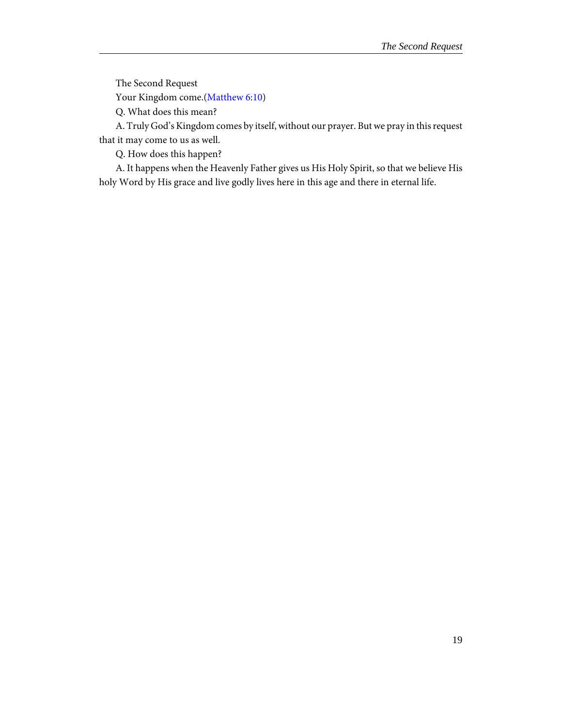The Second Request

Your Kingdom come.(Matthew 6:10)

Q. What does this mean?

A. Truly God's Kingdom comes by itself, without our prayer. But we pray in this request that it may come to us as well.

Q. How does this happen?

A. It happens when the Heavenly Father gives us His Holy Spirit, so that we believe His holy Word by His grace and live godly lives here in this age and there in eternal life.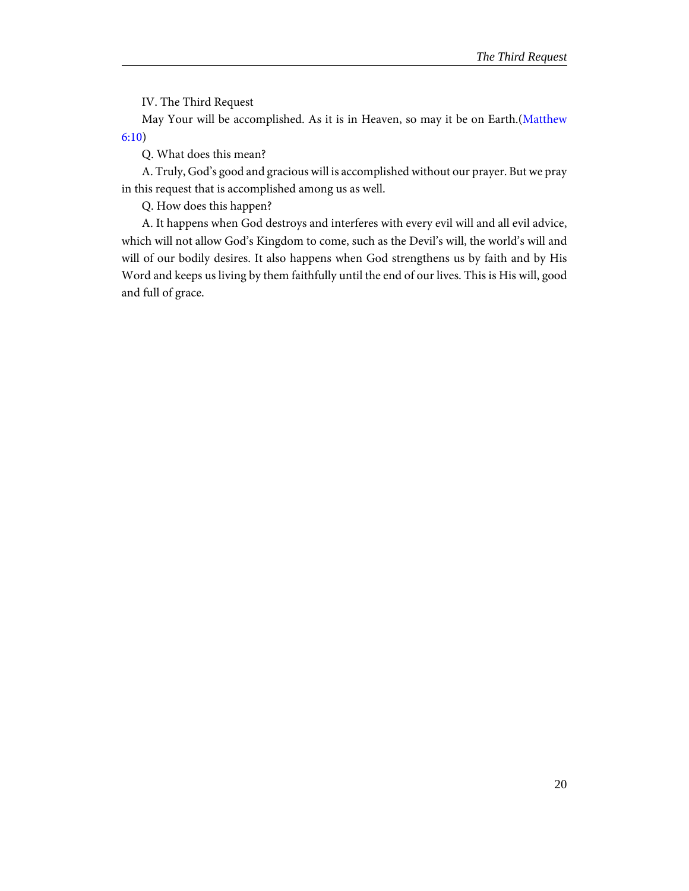IV. The Third Request

May Your will be accomplished. As it is in Heaven, so may it be on Earth.(Matthew 6:10)

Q. What does this mean?

A. Truly, God's good and gracious will is accomplished without our prayer. But we pray in this request that is accomplished among us as well.

Q. How does this happen?

A. It happens when God destroys and interferes with every evil will and all evil advice, which will not allow God's Kingdom to come, such as the Devil's will, the world's will and will of our bodily desires. It also happens when God strengthens us by faith and by His Word and keeps us living by them faithfully until the end of our lives. This is His will, good and full of grace.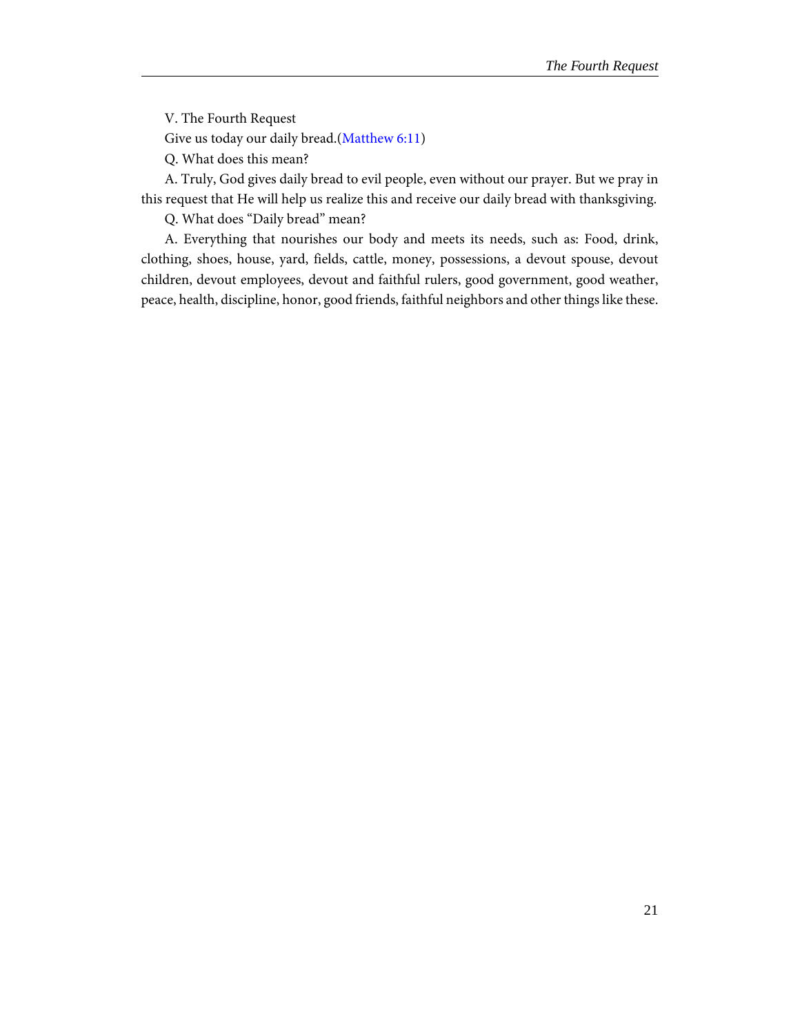V. The Fourth Request

Give us today our daily bread.(Matthew 6:11)

Q. What does this mean?

A. Truly, God gives daily bread to evil people, even without our prayer. But we pray in this request that He will help us realize this and receive our daily bread with thanksgiving.

Q. What does "Daily bread" mean?

A. Everything that nourishes our body and meets its needs, such as: Food, drink, clothing, shoes, house, yard, fields, cattle, money, possessions, a devout spouse, devout children, devout employees, devout and faithful rulers, good government, good weather, peace, health, discipline, honor, good friends, faithful neighbors and other things like these.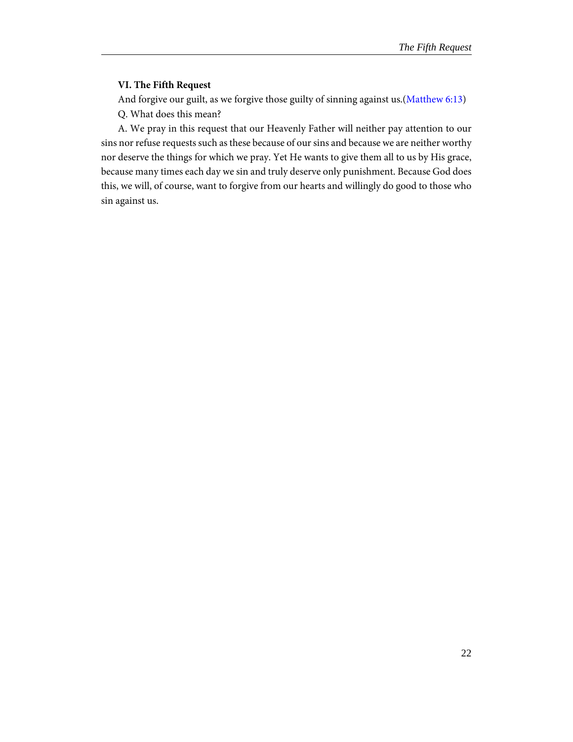**VI. The Fifth Request**

And forgive our guilt, as we forgive those guilty of sinning against us.(Matthew 6:13)

Q. What does this mean?

A. We pray in this request that our Heavenly Father will neither pay attention to our sins nor refuse requests such as these because of our sins and because we are neither worthy nor deserve the things for which we pray. Yet He wants to give them all to us by His grace, because many times each day we sin and truly deserve only punishment. Because God does this, we will, of course, want to forgive from our hearts and willingly do good to those who sin against us.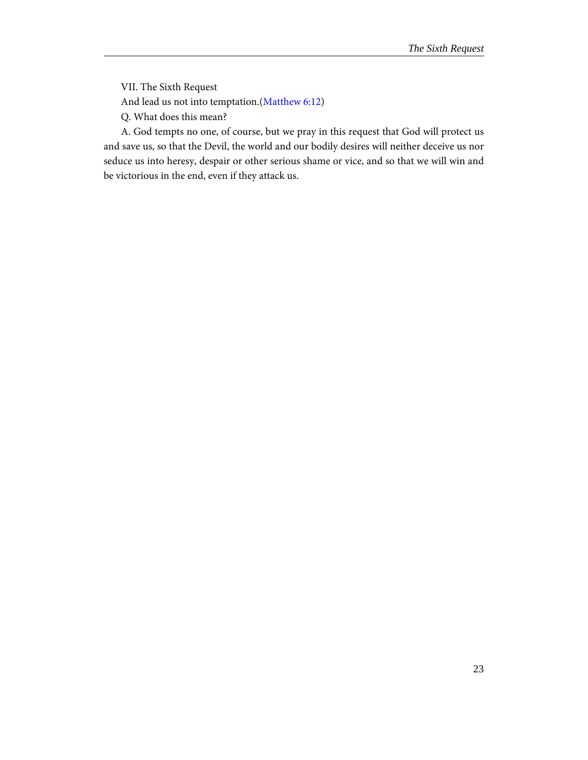VII. The Sixth Request

And lead us not into temptation.(Matthew 6:12)

Q. What does this mean?

A. God tempts no one, of course, but we pray in this request that God will protect us and save us, so that the Devil, the world and our bodily desires will neither deceive us nor seduce us into heresy, despair or other serious shame or vice, and so that we will win and be victorious in the end, even if they attack us.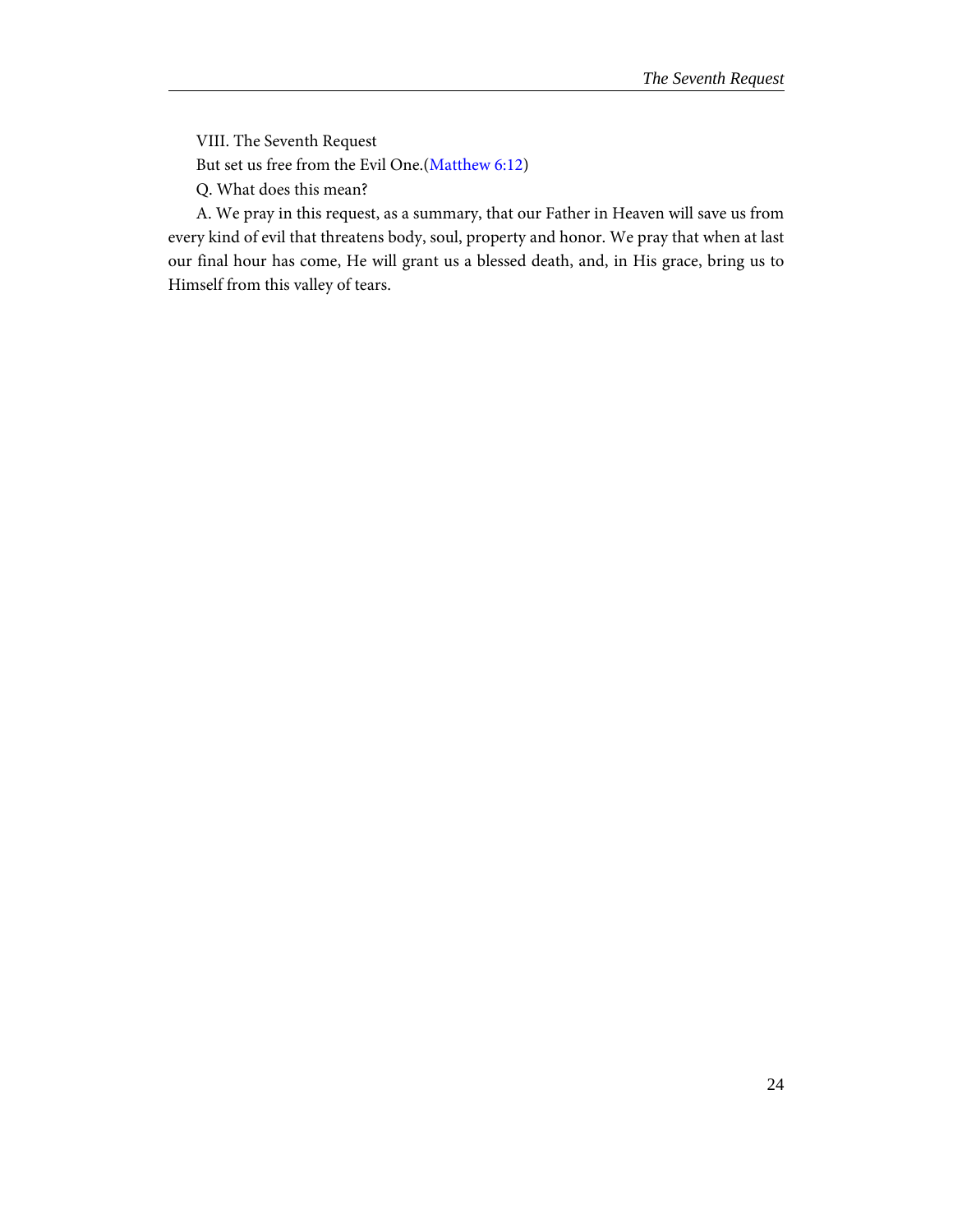VIII. The Seventh Request

But set us free from the Evil One.(Matthew 6:12)

Q. What does this mean?

A. We pray in this request, as a summary, that our Father in Heaven will save us from every kind of evil that threatens body, soul, property and honor. We pray that when at last our final hour has come, He will grant us a blessed death, and, in His grace, bring us to Himself from this valley of tears.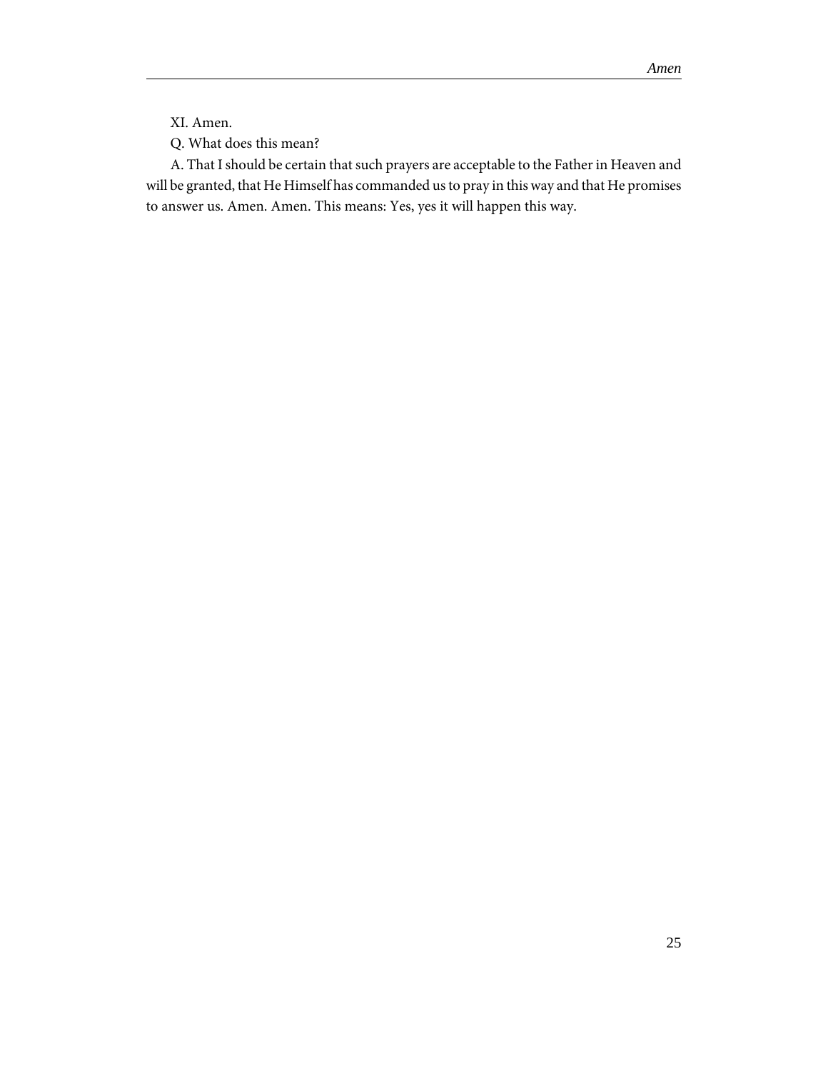XI. Amen.

Q. What does this mean?

A. That I should be certain that such prayers are acceptable to the Father in Heaven and will be granted, that He Himself has commanded us to pray in this way and that He promises to answer us. Amen. Amen. This means: Yes, yes it will happen this way.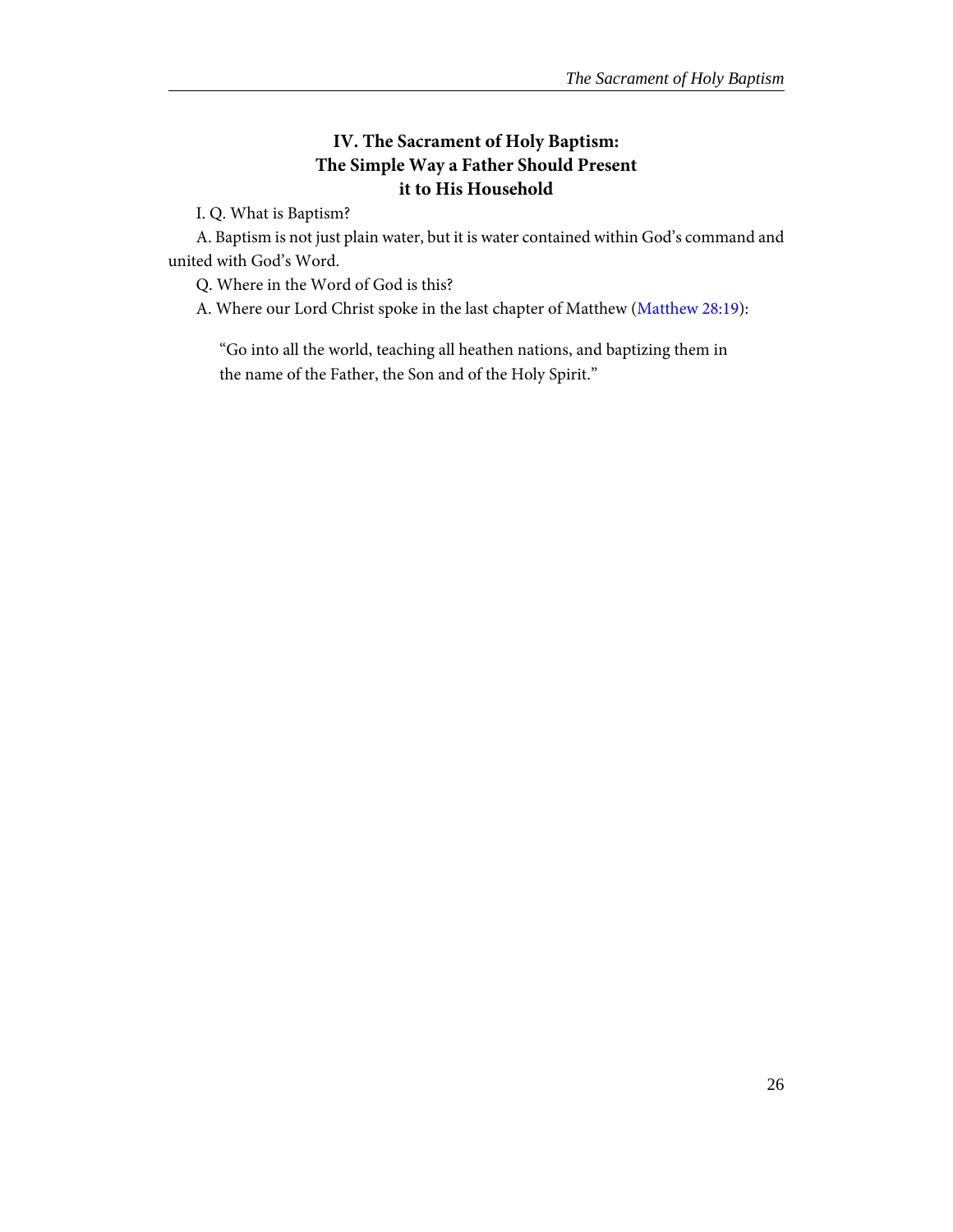## IV. The Sacrament of Holy Baptism: The Simple Way a Father Should Present it to His Household

I. Q. What is Baptism?

A. Baptism is not just plain water, but it is water contained within God's command and united with God's Word.

Q. Where in the Word of God is this?

A. Where our Lord Christ spoke in the last chapter of Matthew (Matthew 28:19):

> "Go into all the world, teaching all heathen nations, and baptizing them in the name of the Father, the Son and of the Holy Spirit."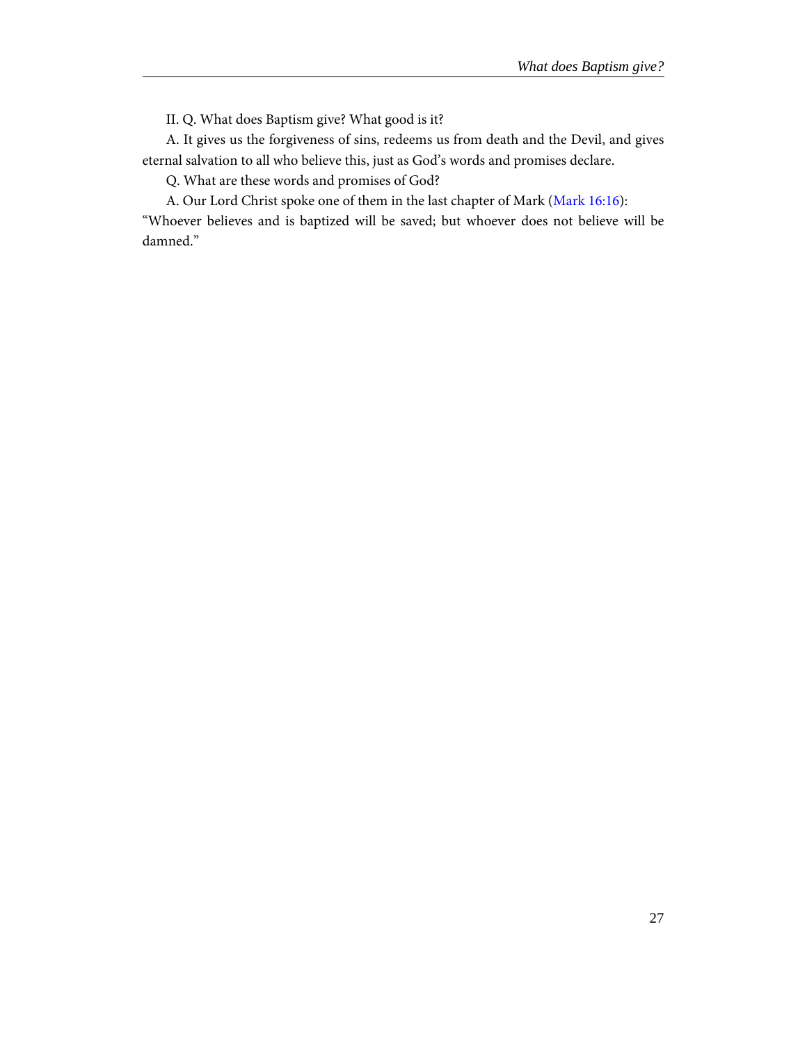II. Q. What does Baptism give? What good is it?

A. It gives us the forgiveness of sins, redeems us from death and the Devil, and gives eternal salvation to all who believe this, just as God's words and promises declare.

Q. What are these words and promises of God?

A. Our Lord Christ spoke one of them in the last chapter of Mark (Mark 16:16):
"Whoever believes and is baptized will be saved; but whoever does not believe will be damned."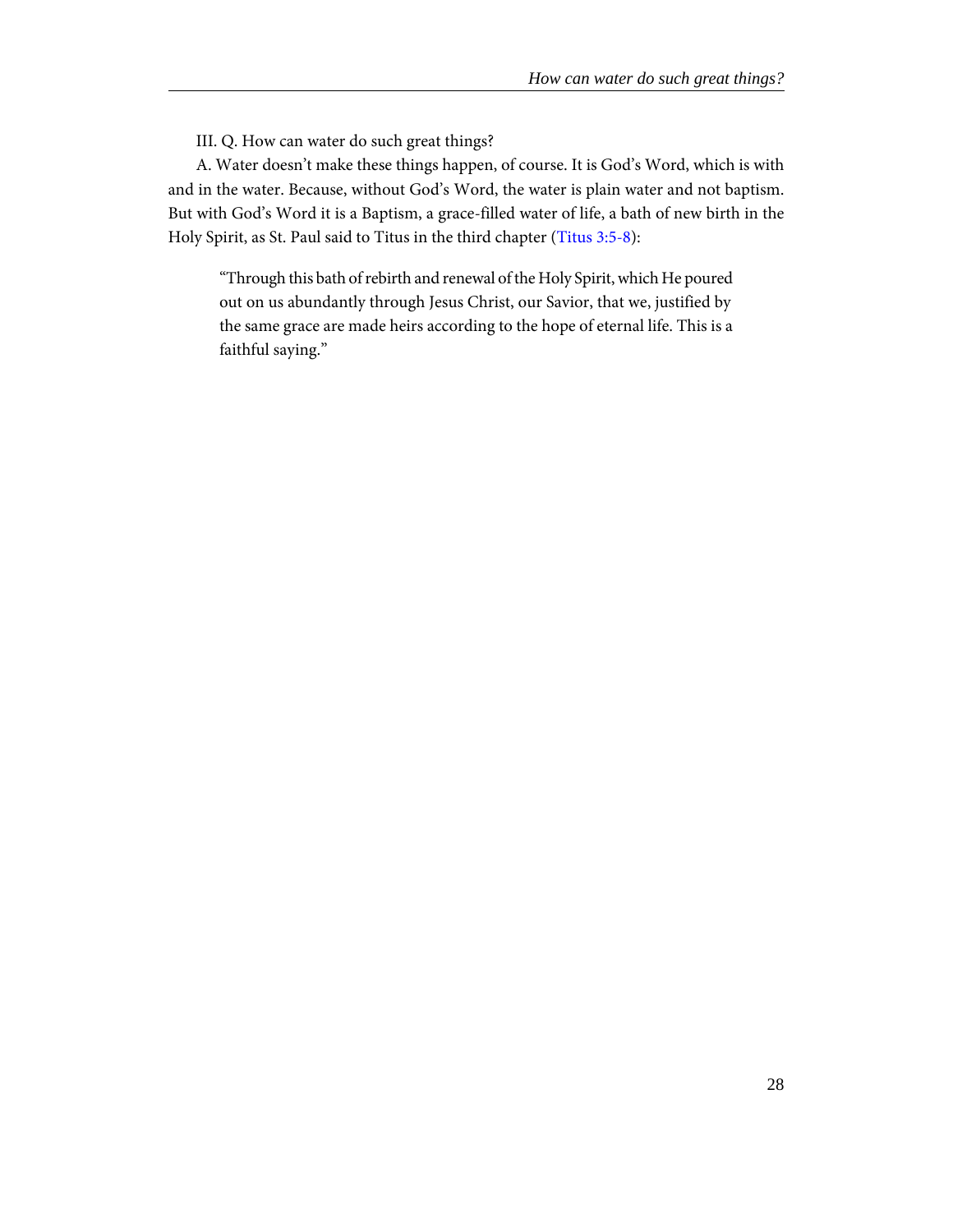III. Q. How can water do such great things?

A. Water doesn't make these things happen, of course. It is God's Word, which is with and in the water. Because, without God's Word, the water is plain water and not baptism. But with God's Word it is a Baptism, a grace-filled water of life, a bath of new birth in the Holy Spirit, as St. Paul said to Titus in the third chapter (Titus 3:5-8):

> "Through this bath of rebirth and renewal of the Holy Spirit, which He poured out on us abundantly through Jesus Christ, our Savior, that we, justified by the same grace are made heirs according to the hope of eternal life. This is a faithful saying."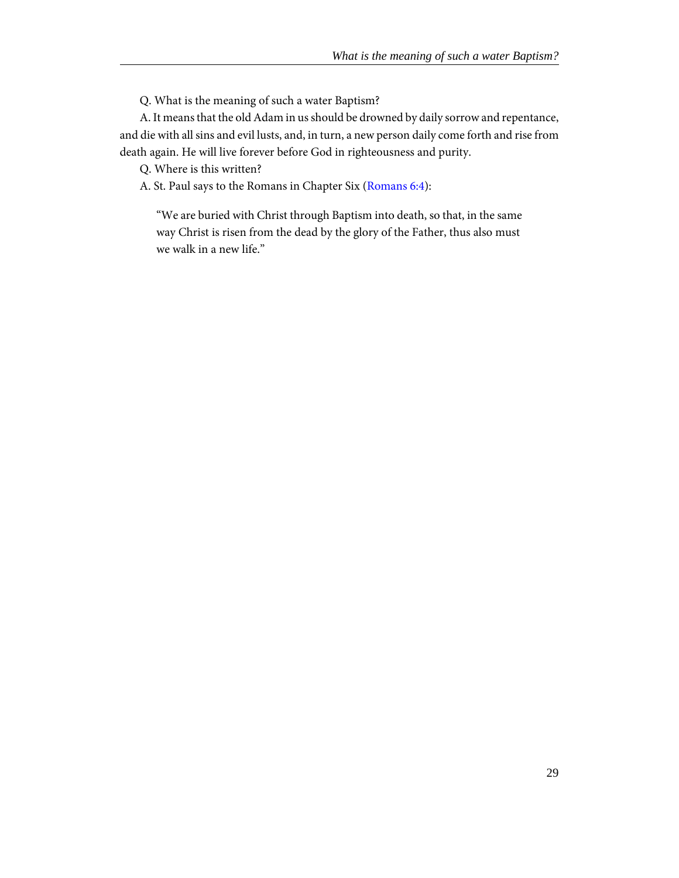Q. What is the meaning of such a water Baptism?

A. It means that the old Adam in us should be drowned by daily sorrow and repentance, and die with all sins and evil lusts, and, in turn, a new person daily come forth and rise from death again. He will live forever before God in righteousness and purity.

Q. Where is this written?

A. St. Paul says to the Romans in Chapter Six (Romans 6:4):

> "We are buried with Christ through Baptism into death, so that, in the same way Christ is risen from the dead by the glory of the Father, thus also must we walk in a new life."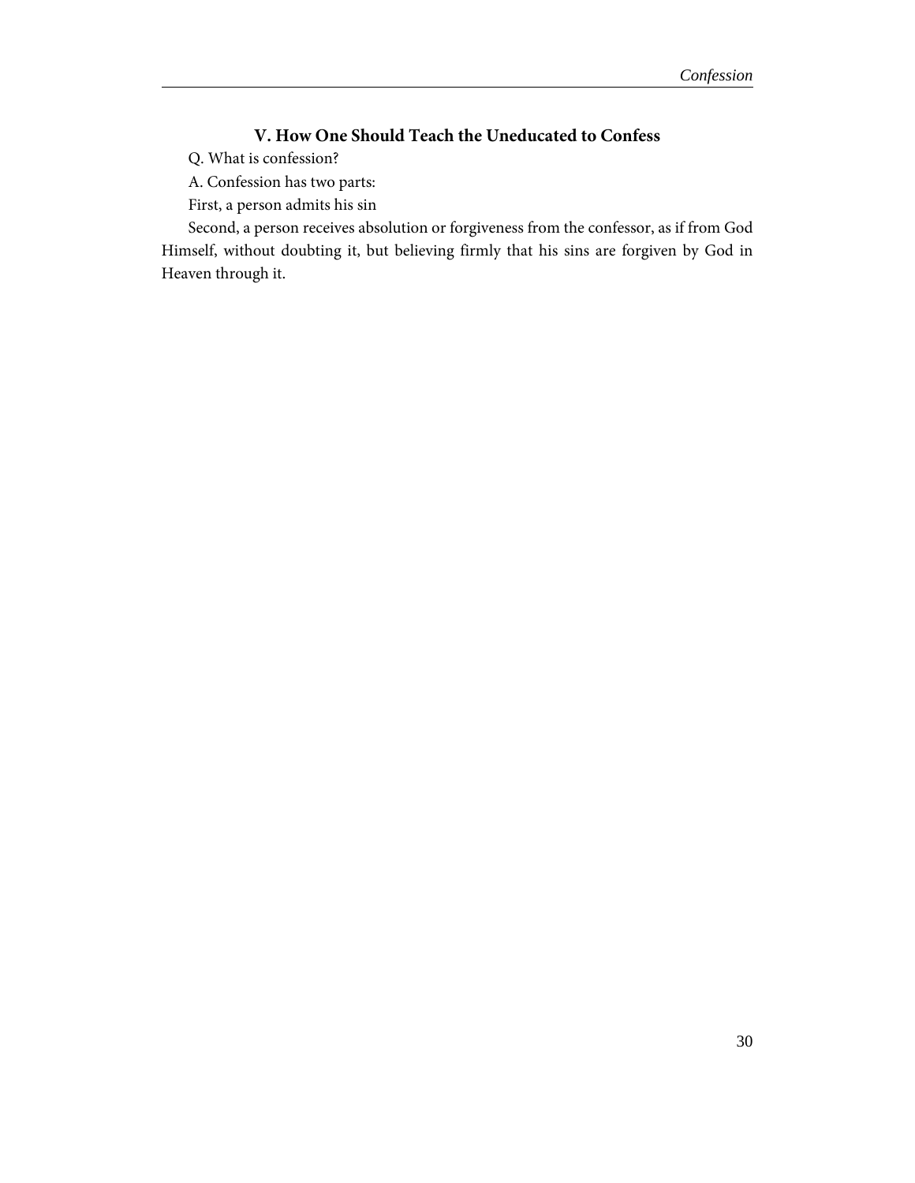### V. How One Should Teach the Uneducated to Confess

Q. What is confession?

A. Confession has two parts:

First, a person admits his sin

Second, a person receives absolution or forgiveness from the confessor, as if from God Himself, without doubting it, but believing firmly that his sins are forgiven by God in Heaven through it.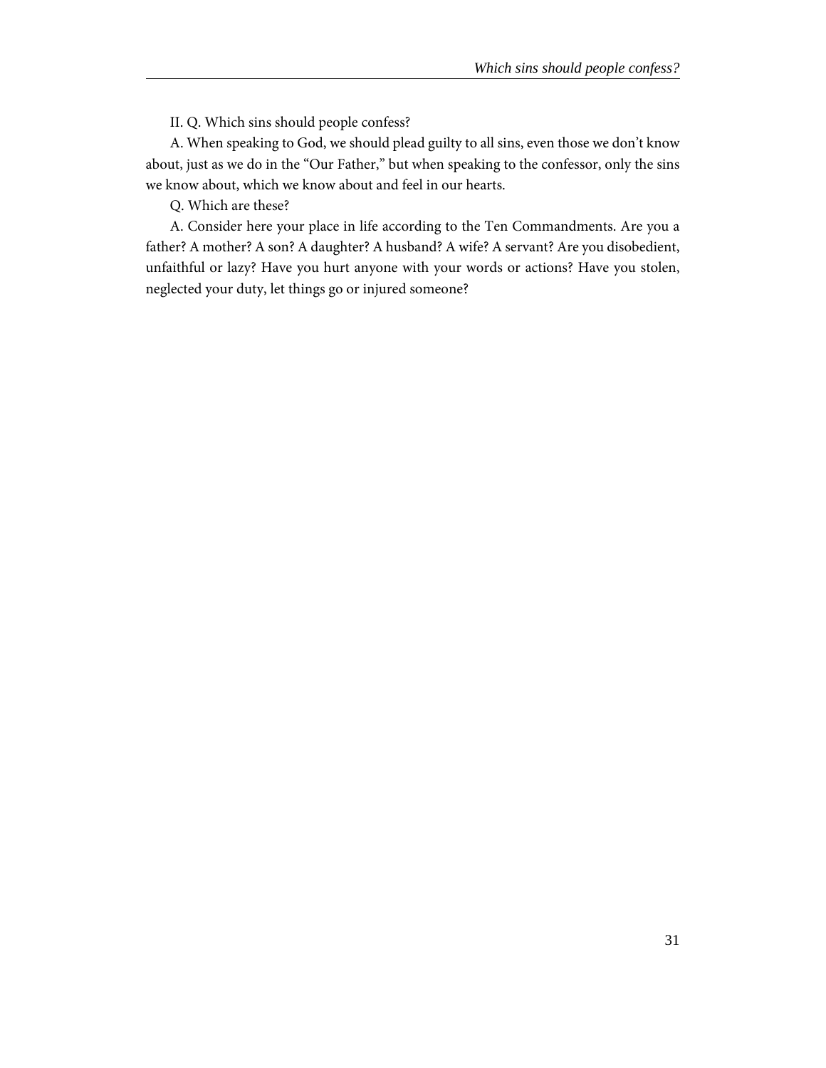II. Q. Which sins should people confess?

A. When speaking to God, we should plead guilty to all sins, even those we don't know about, just as we do in the "Our Father," but when speaking to the confessor, only the sins we know about, which we know about and feel in our hearts.

Q. Which are these?

A. Consider here your place in life according to the Ten Commandments. Are you a father? A mother? A son? A daughter? A husband? A wife? A servant? Are you disobedient, unfaithful or lazy? Have you hurt anyone with your words or actions? Have you stolen, neglected your duty, let things go or injured someone?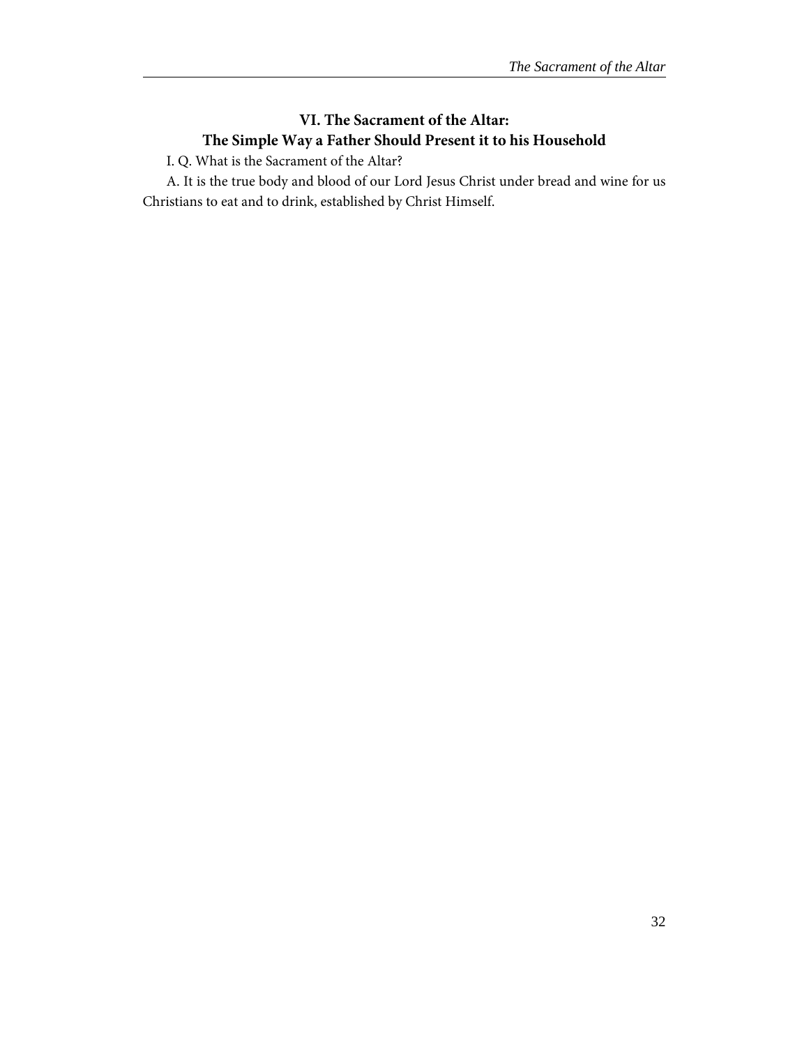## VI. The Sacrament of the Altar: The Simple Way a Father Should Present it to his Household

I. Q. What is the Sacrament of the Altar?

A. It is the true body and blood of our Lord Jesus Christ under bread and wine for us Christians to eat and to drink, established by Christ Himself.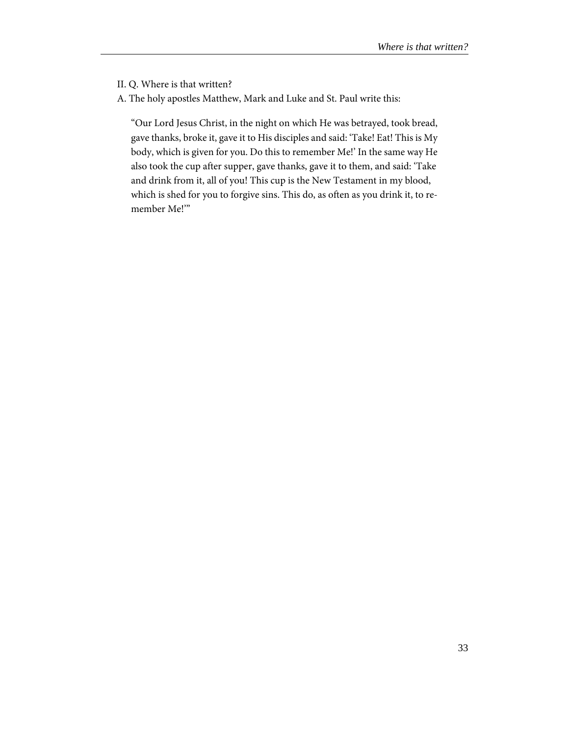II. Q. Where is that written?

A. The holy apostles Matthew, Mark and Luke and St. Paul write this:

> "Our Lord Jesus Christ, in the night on which He was betrayed, took bread, gave thanks, broke it, gave it to His disciples and said: 'Take! Eat! This is My body, which is given for you. Do this to remember Me!' In the same way He also took the cup after supper, gave thanks, gave it to them, and said: 'Take and drink from it, all of you! This cup is the New Testament in my blood, which is shed for you to forgive sins. This do, as often as you drink it, to remember Me!'"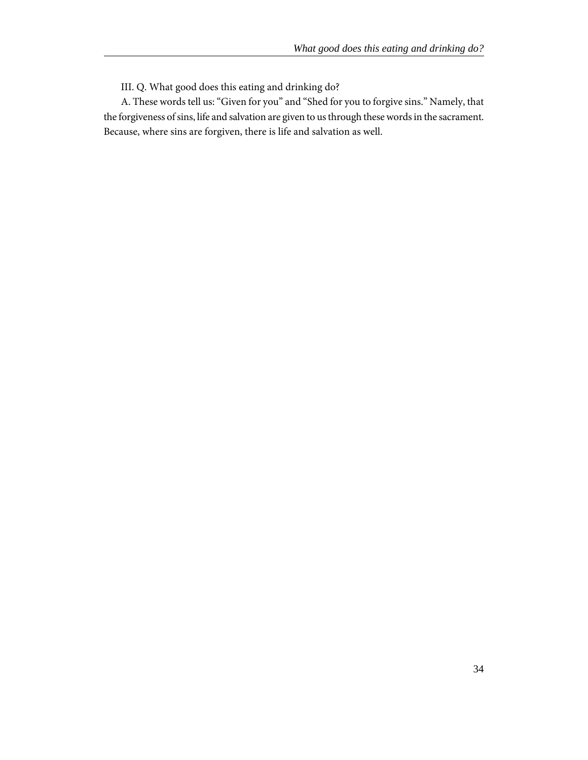III. Q. What good does this eating and drinking do?

A. These words tell us: "Given for you" and "Shed for you to forgive sins." Namely, that the forgiveness of sins, life and salvation are given to us through these words in the sacrament. Because, where sins are forgiven, there is life and salvation as well.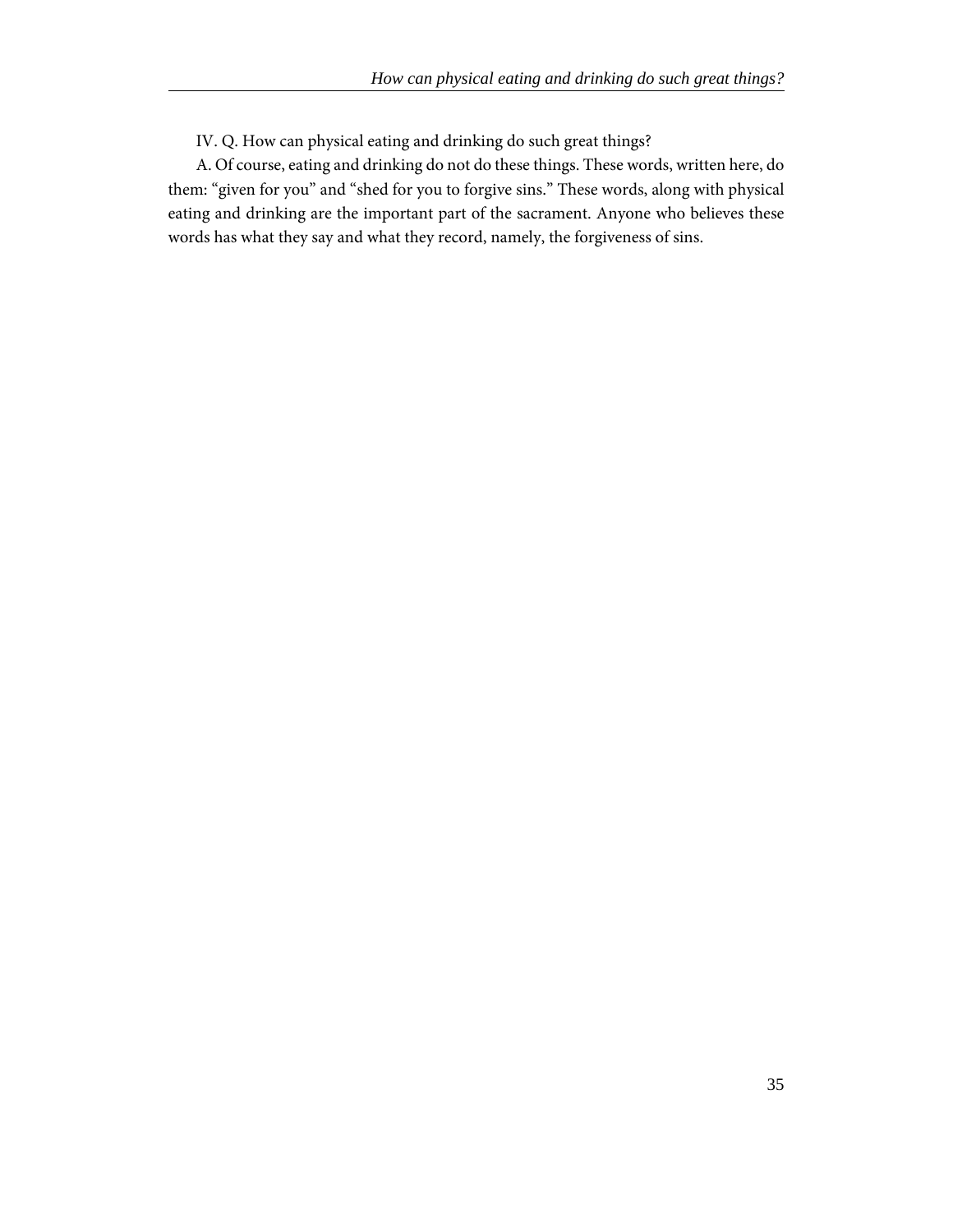IV. Q. How can physical eating and drinking do such great things?

A. Of course, eating and drinking do not do these things. These words, written here, do them: “given for you” and “shed for you to forgive sins.” These words, along with physical eating and drinking are the important part of the sacrament. Anyone who believes these words has what they say and what they record, namely, the forgiveness of sins.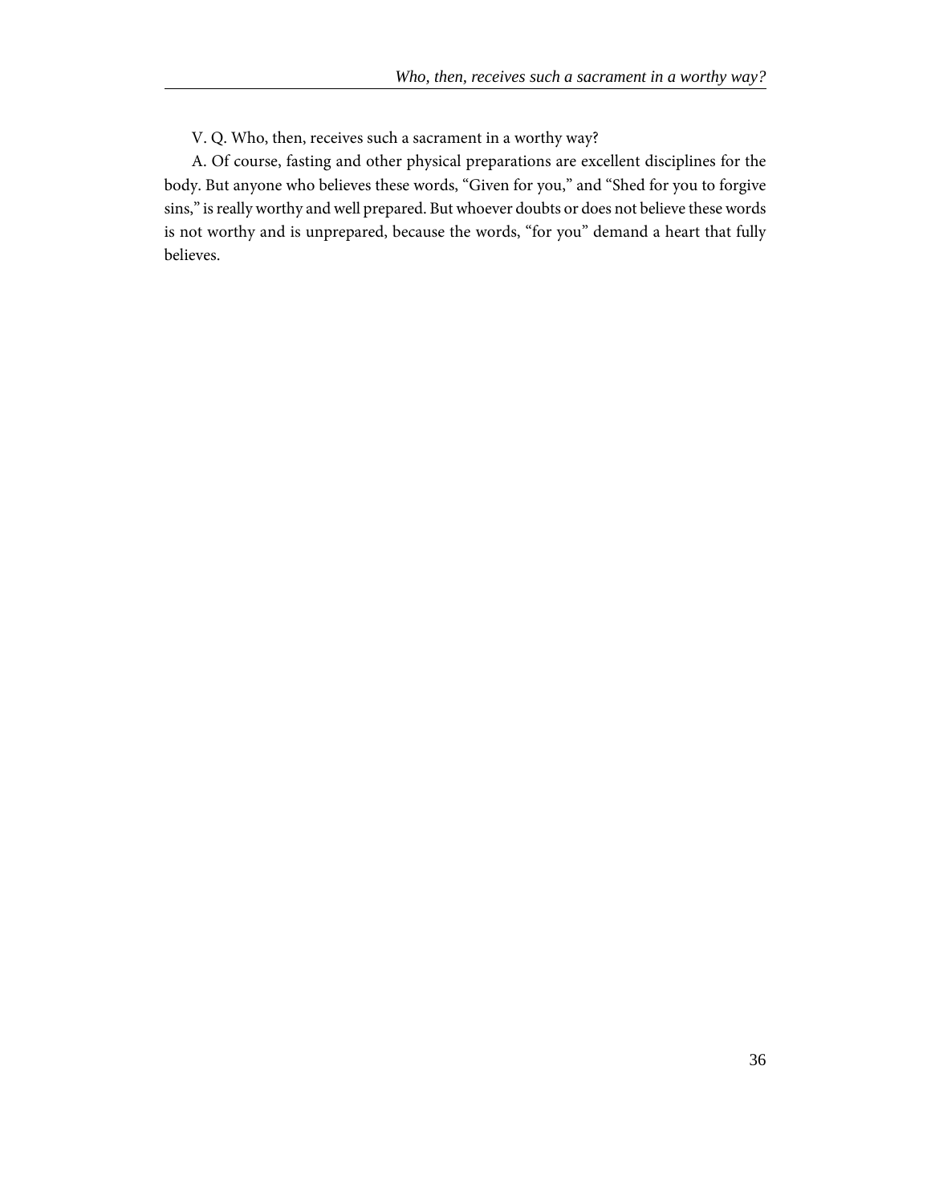V. Q. Who, then, receives such a sacrament in a worthy way?

A. Of course, fasting and other physical preparations are excellent disciplines for the body. But anyone who believes these words, "Given for you," and "Shed for you to forgive sins," is really worthy and well prepared. But whoever doubts or does not believe these words is not worthy and is unprepared, because the words, "for you" demand a heart that fully believes.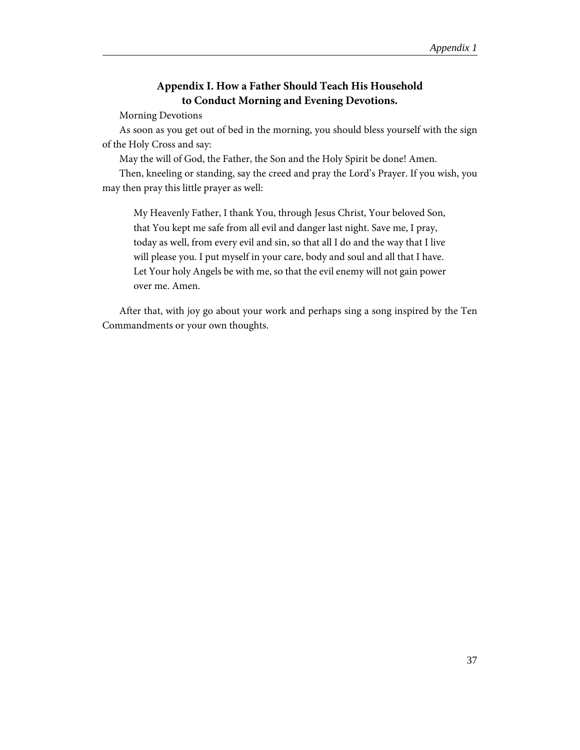## Appendix I. How a Father Should Teach His Household to Conduct Morning and Evening Devotions.

Morning Devotions

As soon as you get out of bed in the morning, you should bless yourself with the sign of the Holy Cross and say:

May the will of God, the Father, the Son and the Holy Spirit be done! Amen.

Then, kneeling or standing, say the creed and pray the Lord's Prayer. If you wish, you may then pray this little prayer as well:

> My Heavenly Father, I thank You, through Jesus Christ, Your beloved Son, that You kept me safe from all evil and danger last night. Save me, I pray, today as well, from every evil and sin, so that all I do and the way that I live will please you. I put myself in your care, body and soul and all that I have. Let Your holy Angels be with me, so that the evil enemy will not gain power over me. Amen.

After that, with joy go about your work and perhaps sing a song inspired by the Ten Commandments or your own thoughts.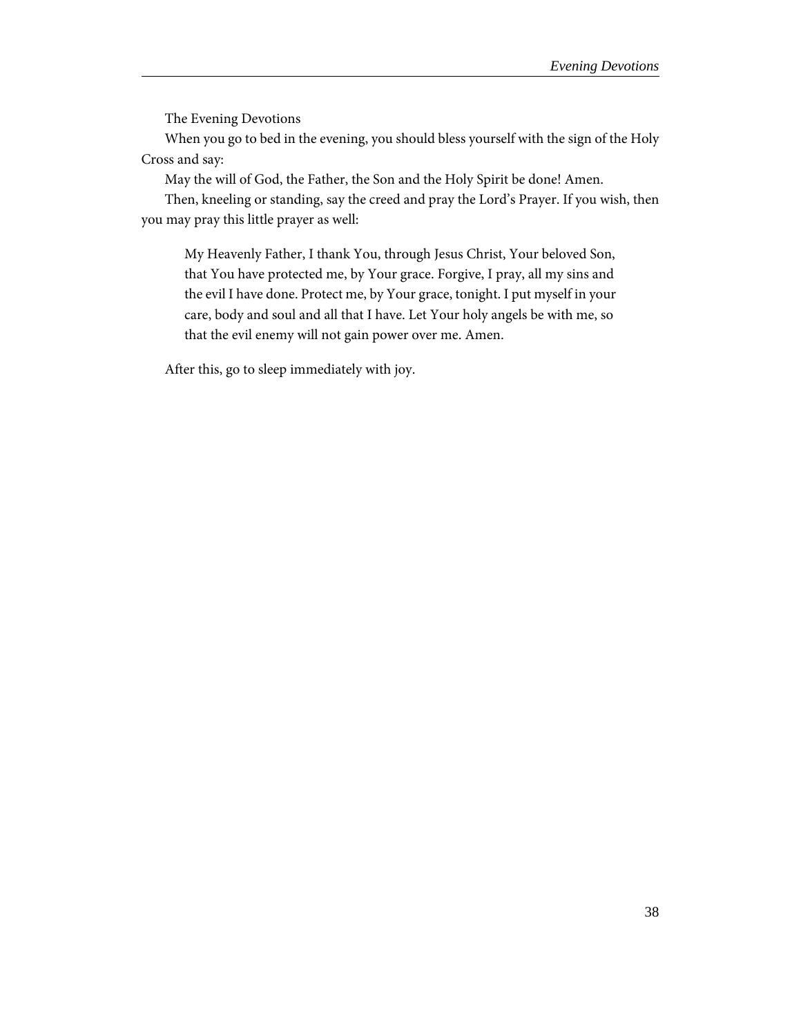The Evening Devotions

When you go to bed in the evening, you should bless yourself with the sign of the Holy Cross and say:

May the will of God, the Father, the Son and the Holy Spirit be done! Amen.

Then, kneeling or standing, say the creed and pray the Lord's Prayer. If you wish, then you may pray this little prayer as well:

> My Heavenly Father, I thank You, through Jesus Christ, Your beloved Son, that You have protected me, by Your grace. Forgive, I pray, all my sins and the evil I have done. Protect me, by Your grace, tonight. I put myself in your care, body and soul and all that I have. Let Your holy angels be with me, so that the evil enemy will not gain power over me. Amen.

After this, go to sleep immediately with joy.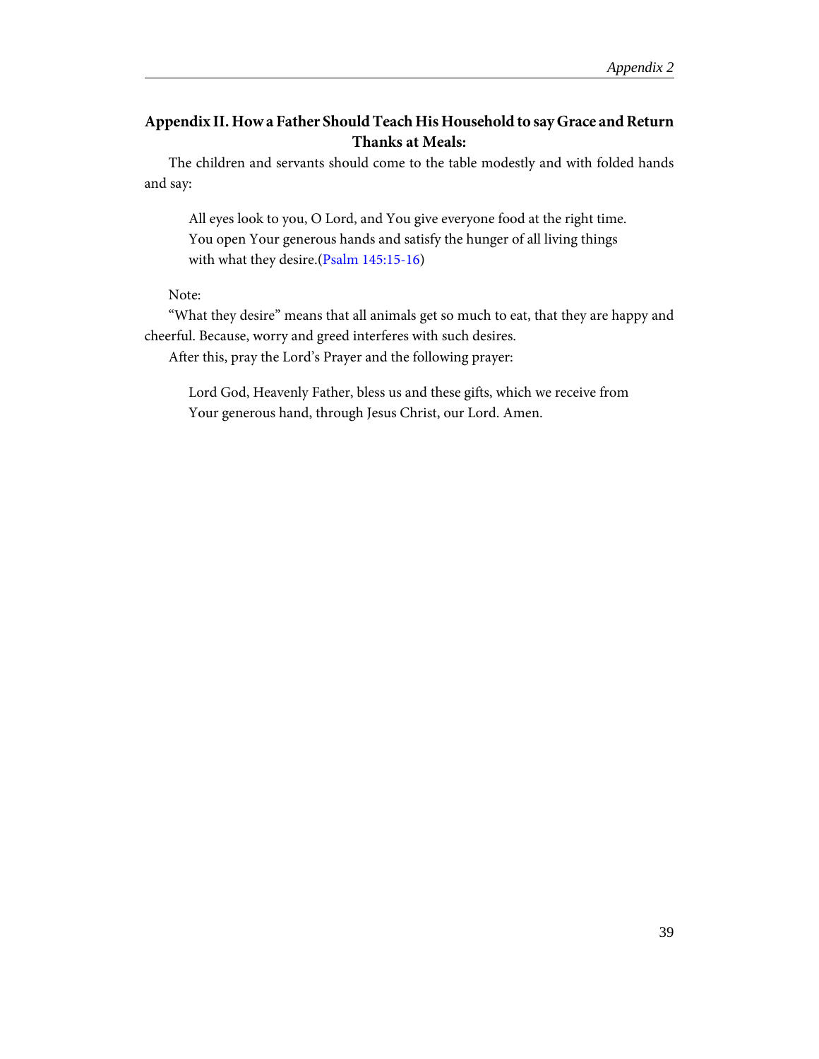## Appendix II. How a Father Should Teach His Household to say Grace and Return Thanks at Meals:

The children and servants should come to the table modestly and with folded hands and say:

> All eyes look to you, O Lord, and You give everyone food at the right time.
> You open Your generous hands and satisfy the hunger of all living things
> with what they desire.(Psalm 145:15-16)

Note:

"What they desire" means that all animals get so much to eat, that they are happy and cheerful. Because, worry and greed interferes with such desires.

After this, pray the Lord's Prayer and the following prayer:

> Lord God, Heavenly Father, bless us and these gifts, which we receive from
> Your generous hand, through Jesus Christ, our Lord. Amen.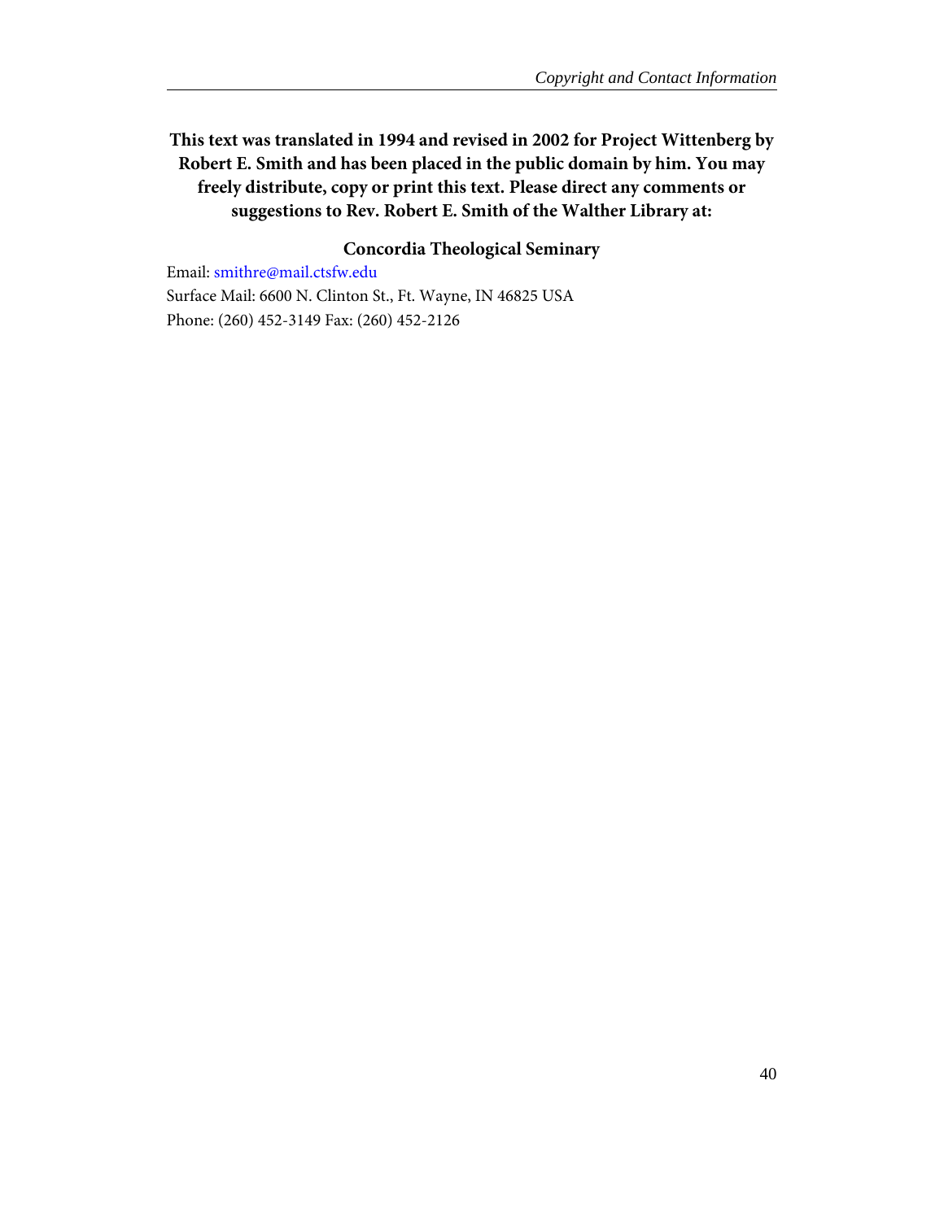**This text was translated in 1994 and revised in 2002 for Project Wittenberg by Robert E. Smith and has been placed in the public domain by him. You may freely distribute, copy or print this text. Please direct any comments or suggestions to Rev. Robert E. Smith of the Walther Library at:**

**Concordia Theological Seminary**

Email: smithre@mail.ctsfw.edu

Surface Mail: 6600 N. Clinton St., Ft. Wayne, IN 46825 USA

Phone: (260) 452-3149 Fax: (260) 452-2126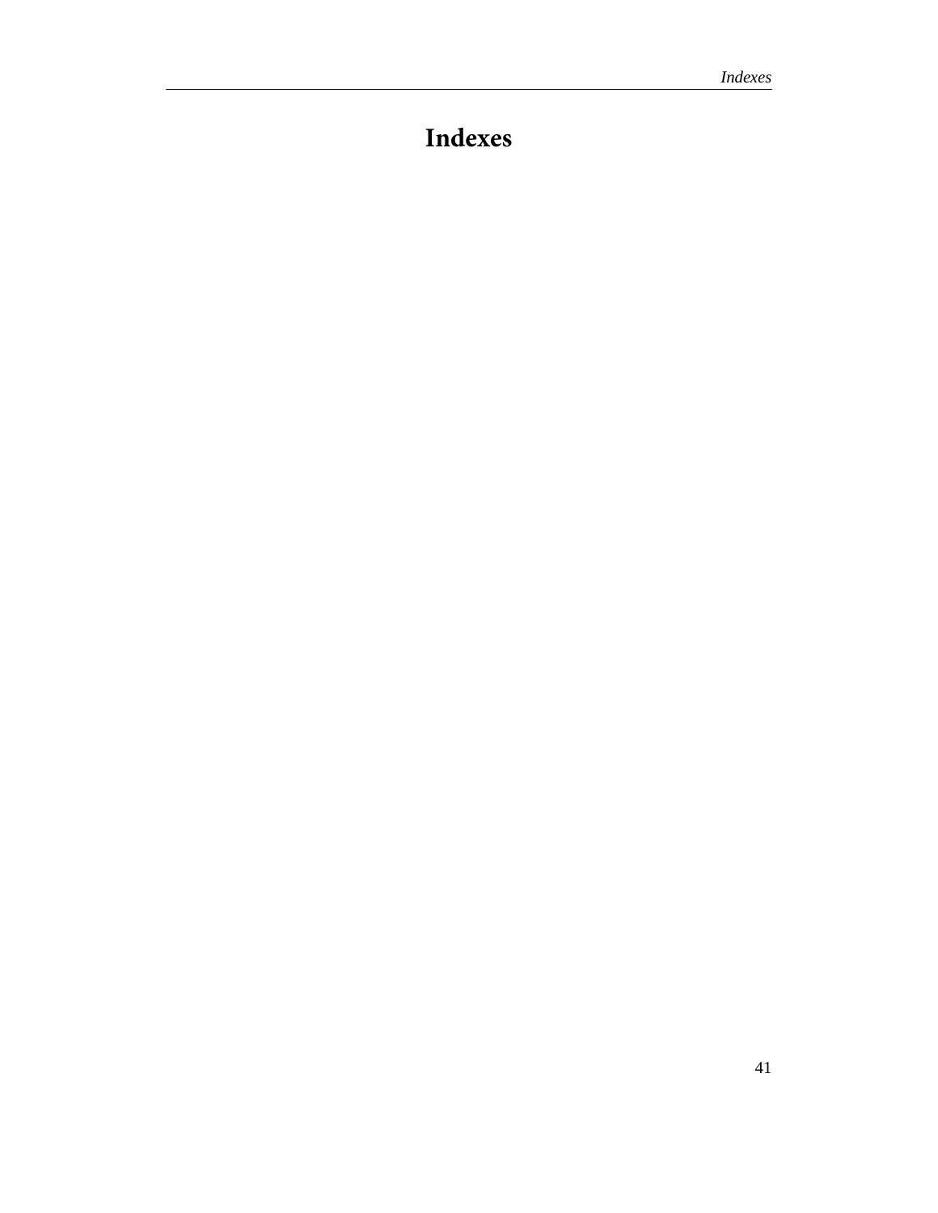# Indexes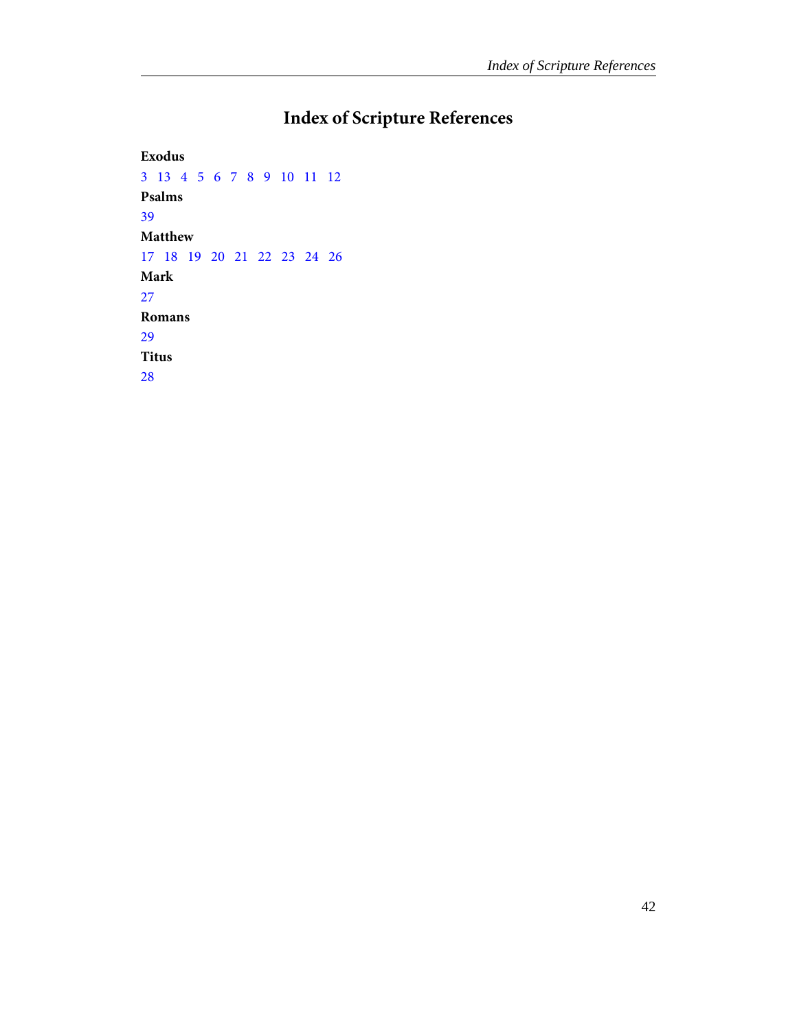# Index of Scripture References

**Exodus**

3 13 4 5 6 7 8 9 10 11 12

**Psalms**

39

**Matthew**

17 18 19 20 21 22 23 24 26

**Mark**

27

**Romans**

29

**Titus**

28